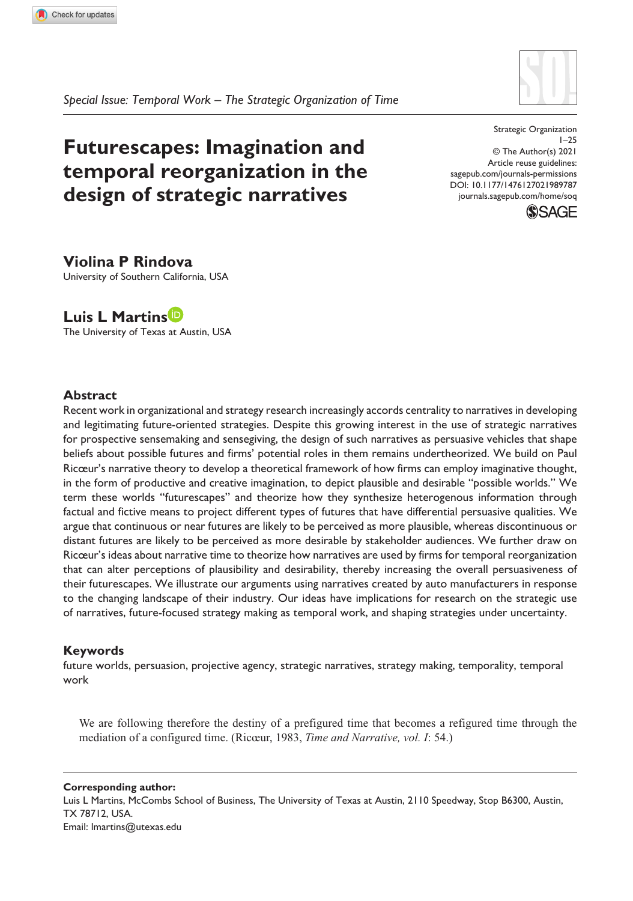Special Issue: Temporal Work – The Strategic Organization of Time

# Futurescapes: Imagination and temporal reorganization in the design of strategic narratives

Strategic Organization
1–25
© The Author(s) 2021
Article reuse guidelines:
sagepub.com/journals-permissions
DOI: 10.1177/1476127021989787
journals.sagepub.com/home/soq

**Violina P Rindova**
University of Southern California, USA

**Luis L Martins**
The University of Texas at Austin, USA

## Abstract

Recent work in organizational and strategy research increasingly accords centrality to narratives in developing and legitimating future-oriented strategies. Despite this growing interest in the use of strategic narratives for prospective sensemaking and sensegiving, the design of such narratives as persuasive vehicles that shape beliefs about possible futures and firms' potential roles in them remains undertheorized. We build on Paul Ricœur's narrative theory to develop a theoretical framework of how firms can employ imaginative thought, in the form of productive and creative imagination, to depict plausible and desirable "possible worlds." We term these worlds "futurescapes" and theorize how they synthesize heterogenous information through factual and fictive means to project different types of futures that have differential persuasive qualities. We argue that continuous or near futures are likely to be perceived as more plausible, whereas discontinuous or distant futures are likely to be perceived as more desirable by stakeholder audiences. We further draw on Ricœur's ideas about narrative time to theorize how narratives are used by firms for temporal reorganization that can alter perceptions of plausibility and desirability, thereby increasing the overall persuasiveness of their futurescapes. We illustrate our arguments using narratives created by auto manufacturers in response to the changing landscape of their industry. Our ideas have implications for research on the strategic use of narratives, future-focused strategy making as temporal work, and shaping strategies under uncertainty.

## Keywords

future worlds, persuasion, projective agency, strategic narratives, strategy making, temporality, temporal work

> We are following therefore the destiny of a prefigured time that becomes a refigured time through the mediation of a configured time. (Ricœur, 1983, *Time and Narrative, vol. I*: 54.)

**Corresponding author:**
Luis L Martins, McCombs School of Business, The University of Texas at Austin, 2110 Speedway, Stop B6300, Austin, TX 78712, USA.
Email: lmartins@utexas.edu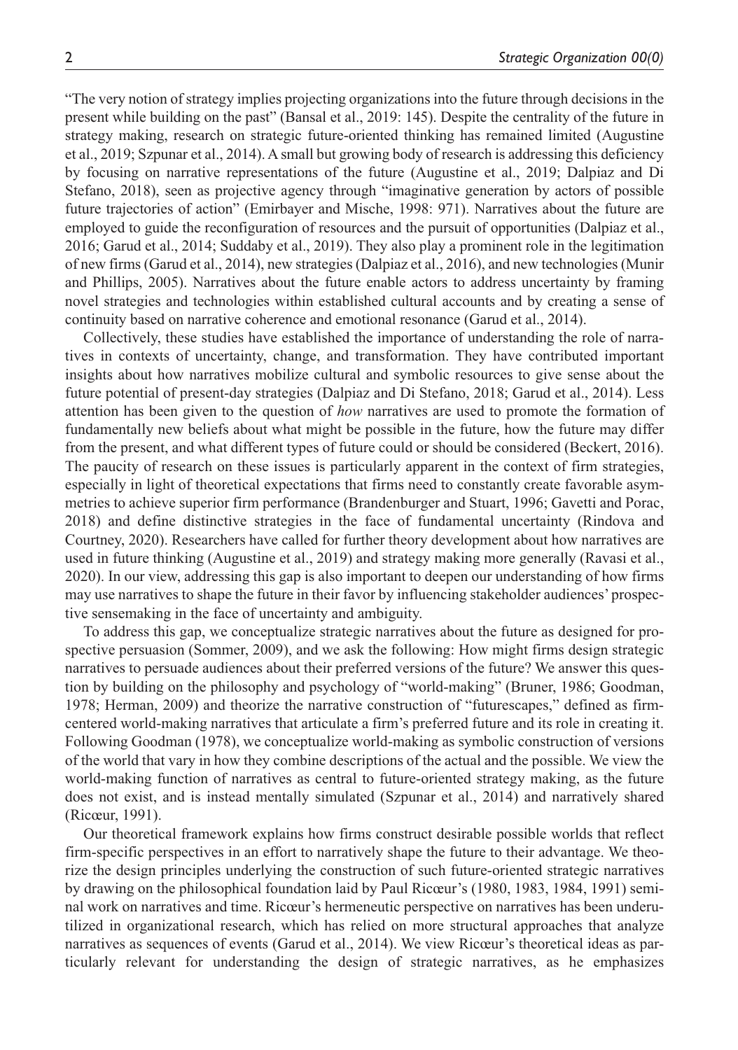"The very notion of strategy implies projecting organizations into the future through decisions in the present while building on the past" (Bansal et al., 2019: 145). Despite the centrality of the future in strategy making, research on strategic future-oriented thinking has remained limited (Augustine et al., 2019; Szpunar et al., 2014). A small but growing body of research is addressing this deficiency by focusing on narrative representations of the future (Augustine et al., 2019; Dalpiaz and Di Stefano, 2018), seen as projective agency through "imaginative generation by actors of possible future trajectories of action" (Emirbayer and Mische, 1998: 971). Narratives about the future are employed to guide the reconfiguration of resources and the pursuit of opportunities (Dalpiaz et al., 2016; Garud et al., 2014; Suddaby et al., 2019). They also play a prominent role in the legitimation of new firms (Garud et al., 2014), new strategies (Dalpiaz et al., 2016), and new technologies (Munir and Phillips, 2005). Narratives about the future enable actors to address uncertainty by framing novel strategies and technologies within established cultural accounts and by creating a sense of continuity based on narrative coherence and emotional resonance (Garud et al., 2014).

Collectively, these studies have established the importance of understanding the role of narratives in contexts of uncertainty, change, and transformation. They have contributed important insights about how narratives mobilize cultural and symbolic resources to give sense about the future potential of present-day strategies (Dalpiaz and Di Stefano, 2018; Garud et al., 2014). Less attention has been given to the question of *how* narratives are used to promote the formation of fundamentally new beliefs about what might be possible in the future, how the future may differ from the present, and what different types of future could or should be considered (Beckert, 2016). The paucity of research on these issues is particularly apparent in the context of firm strategies, especially in light of theoretical expectations that firms need to constantly create favorable asymmetries to achieve superior firm performance (Brandenburger and Stuart, 1996; Gavetti and Porac, 2018) and define distinctive strategies in the face of fundamental uncertainty (Rindova and Courtney, 2020). Researchers have called for further theory development about how narratives are used in future thinking (Augustine et al., 2019) and strategy making more generally (Ravasi et al., 2020). In our view, addressing this gap is also important to deepen our understanding of how firms may use narratives to shape the future in their favor by influencing stakeholder audiences' prospective sensemaking in the face of uncertainty and ambiguity.

To address this gap, we conceptualize strategic narratives about the future as designed for prospective persuasion (Sommer, 2009), and we ask the following: How might firms design strategic narratives to persuade audiences about their preferred versions of the future? We answer this question by building on the philosophy and psychology of "world-making" (Bruner, 1986; Goodman, 1978; Herman, 2009) and theorize the narrative construction of "futurescapes," defined as firm-centered world-making narratives that articulate a firm's preferred future and its role in creating it. Following Goodman (1978), we conceptualize world-making as symbolic construction of versions of the world that vary in how they combine descriptions of the actual and the possible. We view the world-making function of narratives as central to future-oriented strategy making, as the future does not exist, and is instead mentally simulated (Szpunar et al., 2014) and narratively shared (Ricœur, 1991).

Our theoretical framework explains how firms construct desirable possible worlds that reflect firm-specific perspectives in an effort to narratively shape the future to their advantage. We theorize the design principles underlying the construction of such future-oriented strategic narratives by drawing on the philosophical foundation laid by Paul Ricœur's (1980, 1983, 1984, 1991) seminal work on narratives and time. Ricœur's hermeneutic perspective on narratives has been underutilized in organizational research, which has relied on more structural approaches that analyze narratives as sequences of events (Garud et al., 2014). We view Ricœur's theoretical ideas as particularly relevant for understanding the design of strategic narratives, as he emphasizes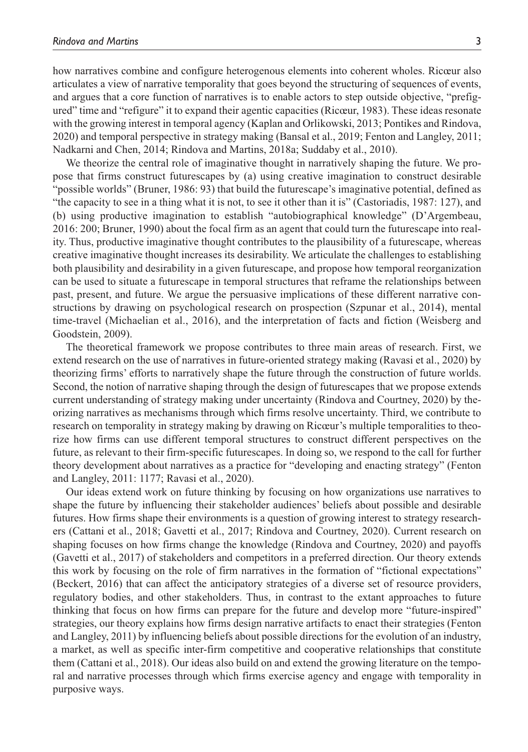how narratives combine and configure heterogenous elements into coherent wholes. Ricœur also articulates a view of narrative temporality that goes beyond the structuring of sequences of events, and argues that a core function of narratives is to enable actors to step outside objective, "prefigured" time and "refigure" it to expand their agentic capacities (Ricœur, 1983). These ideas resonate with the growing interest in temporal agency (Kaplan and Orlikowski, 2013; Pontikes and Rindova, 2020) and temporal perspective in strategy making (Bansal et al., 2019; Fenton and Langley, 2011; Nadkarni and Chen, 2014; Rindova and Martins, 2018a; Suddaby et al., 2010).

We theorize the central role of imaginative thought in narratively shaping the future. We propose that firms construct futurescapes by (a) using creative imagination to construct desirable "possible worlds" (Bruner, 1986: 93) that build the futurescape's imaginative potential, defined as "the capacity to see in a thing what it is not, to see it other than it is" (Castoriadis, 1987: 127), and (b) using productive imagination to establish "autobiographical knowledge" (D'Argembeau, 2016: 200; Bruner, 1990) about the focal firm as an agent that could turn the futurescape into reality. Thus, productive imaginative thought contributes to the plausibility of a futurescape, whereas creative imaginative thought increases its desirability. We articulate the challenges to establishing both plausibility and desirability in a given futurescape, and propose how temporal reorganization can be used to situate a futurescape in temporal structures that reframe the relationships between past, present, and future. We argue the persuasive implications of these different narrative constructions by drawing on psychological research on prospection (Szpunar et al., 2014), mental time-travel (Michaelian et al., 2016), and the interpretation of facts and fiction (Weisberg and Goodstein, 2009).

The theoretical framework we propose contributes to three main areas of research. First, we extend research on the use of narratives in future-oriented strategy making (Ravasi et al., 2020) by theorizing firms' efforts to narratively shape the future through the construction of future worlds. Second, the notion of narrative shaping through the design of futurescapes that we propose extends current understanding of strategy making under uncertainty (Rindova and Courtney, 2020) by theorizing narratives as mechanisms through which firms resolve uncertainty. Third, we contribute to research on temporality in strategy making by drawing on Ricœur's multiple temporalities to theorize how firms can use different temporal structures to construct different perspectives on the future, as relevant to their firm-specific futurescapes. In doing so, we respond to the call for further theory development about narratives as a practice for "developing and enacting strategy" (Fenton and Langley, 2011: 1177; Ravasi et al., 2020).

Our ideas extend work on future thinking by focusing on how organizations use narratives to shape the future by influencing their stakeholder audiences' beliefs about possible and desirable futures. How firms shape their environments is a question of growing interest to strategy researchers (Cattani et al., 2018; Gavetti et al., 2017; Rindova and Courtney, 2020). Current research on shaping focuses on how firms change the knowledge (Rindova and Courtney, 2020) and payoffs (Gavetti et al., 2017) of stakeholders and competitors in a preferred direction. Our theory extends this work by focusing on the role of firm narratives in the formation of "fictional expectations" (Beckert, 2016) that can affect the anticipatory strategies of a diverse set of resource providers, regulatory bodies, and other stakeholders. Thus, in contrast to the extant approaches to future thinking that focus on how firms can prepare for the future and develop more "future-inspired" strategies, our theory explains how firms design narrative artifacts to enact their strategies (Fenton and Langley, 2011) by influencing beliefs about possible directions for the evolution of an industry, a market, as well as specific inter-firm competitive and cooperative relationships that constitute them (Cattani et al., 2018). Our ideas also build on and extend the growing literature on the temporal and narrative processes through which firms exercise agency and engage with temporality in purposive ways.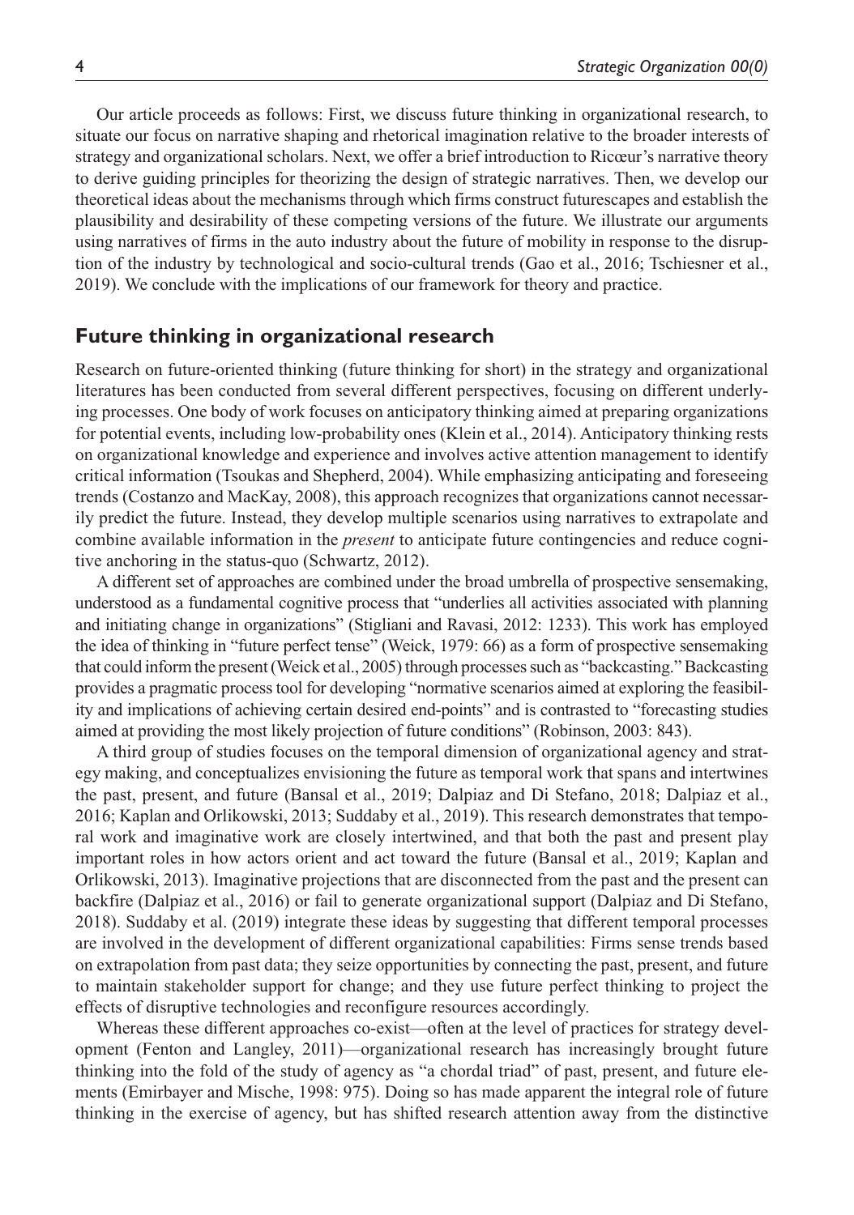Our article proceeds as follows: First, we discuss future thinking in organizational research, to situate our focus on narrative shaping and rhetorical imagination relative to the broader interests of strategy and organizational scholars. Next, we offer a brief introduction to Ricœur's narrative theory to derive guiding principles for theorizing the design of strategic narratives. Then, we develop our theoretical ideas about the mechanisms through which firms construct futurescapes and establish the plausibility and desirability of these competing versions of the future. We illustrate our arguments using narratives of firms in the auto industry about the future of mobility in response to the disruption of the industry by technological and socio-cultural trends (Gao et al., 2016; Tschiesner et al., 2019). We conclude with the implications of our framework for theory and practice.

## Future thinking in organizational research

Research on future-oriented thinking (future thinking for short) in the strategy and organizational literatures has been conducted from several different perspectives, focusing on different underlying processes. One body of work focuses on anticipatory thinking aimed at preparing organizations for potential events, including low-probability ones (Klein et al., 2014). Anticipatory thinking rests on organizational knowledge and experience and involves active attention management to identify critical information (Tsoukas and Shepherd, 2004). While emphasizing anticipating and foreseeing trends (Costanzo and MacKay, 2008), this approach recognizes that organizations cannot necessarily predict the future. Instead, they develop multiple scenarios using narratives to extrapolate and combine available information in the *present* to anticipate future contingencies and reduce cognitive anchoring in the status-quo (Schwartz, 2012).

A different set of approaches are combined under the broad umbrella of prospective sensemaking, understood as a fundamental cognitive process that "underlies all activities associated with planning and initiating change in organizations" (Stigliani and Ravasi, 2012: 1233). This work has employed the idea of thinking in "future perfect tense" (Weick, 1979: 66) as a form of prospective sensemaking that could inform the present (Weick et al., 2005) through processes such as "backcasting." Backcasting provides a pragmatic process tool for developing "normative scenarios aimed at exploring the feasibility and implications of achieving certain desired end-points" and is contrasted to "forecasting studies aimed at providing the most likely projection of future conditions" (Robinson, 2003: 843).

A third group of studies focuses on the temporal dimension of organizational agency and strategy making, and conceptualizes envisioning the future as temporal work that spans and intertwines the past, present, and future (Bansal et al., 2019; Dalpiaz and Di Stefano, 2018; Dalpiaz et al., 2016; Kaplan and Orlikowski, 2013; Suddaby et al., 2019). This research demonstrates that temporal work and imaginative work are closely intertwined, and that both the past and present play important roles in how actors orient and act toward the future (Bansal et al., 2019; Kaplan and Orlikowski, 2013). Imaginative projections that are disconnected from the past and the present can backfire (Dalpiaz et al., 2016) or fail to generate organizational support (Dalpiaz and Di Stefano, 2018). Suddaby et al. (2019) integrate these ideas by suggesting that different temporal processes are involved in the development of different organizational capabilities: Firms sense trends based on extrapolation from past data; they seize opportunities by connecting the past, present, and future to maintain stakeholder support for change; and they use future perfect thinking to project the effects of disruptive technologies and reconfigure resources accordingly.

Whereas these different approaches co-exist—often at the level of practices for strategy development (Fenton and Langley, 2011)—organizational research has increasingly brought future thinking into the fold of the study of agency as "a chordal triad" of past, present, and future elements (Emirbayer and Mische, 1998: 975). Doing so has made apparent the integral role of future thinking in the exercise of agency, but has shifted research attention away from the distinctive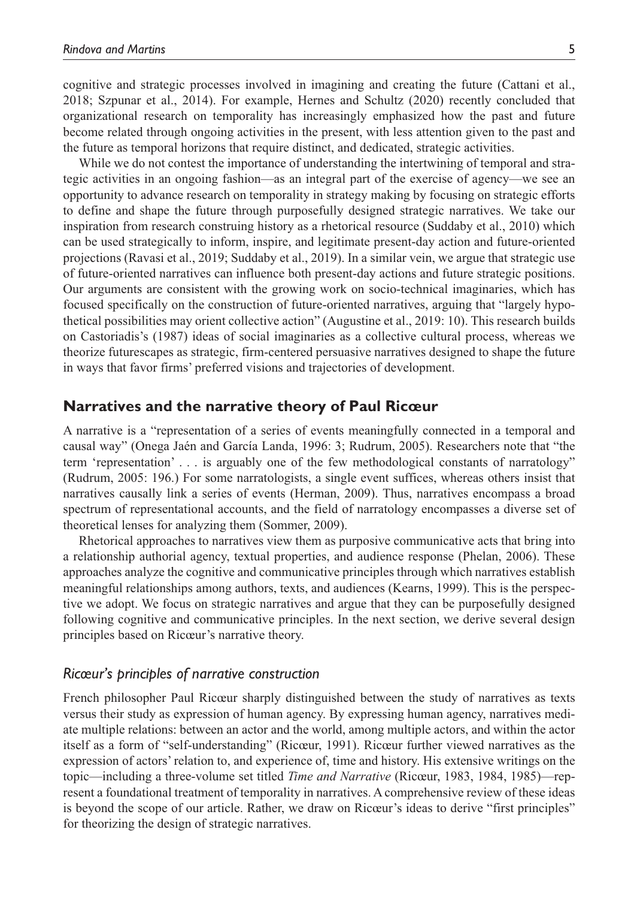cognitive and strategic processes involved in imagining and creating the future (Cattani et al., 2018; Szpunar et al., 2014). For example, Hernes and Schultz (2020) recently concluded that organizational research on temporality has increasingly emphasized how the past and future become related through ongoing activities in the present, with less attention given to the past and the future as temporal horizons that require distinct, and dedicated, strategic activities.

While we do not contest the importance of understanding the intertwining of temporal and strategic activities in an ongoing fashion—as an integral part of the exercise of agency—we see an opportunity to advance research on temporality in strategy making by focusing on strategic efforts to define and shape the future through purposefully designed strategic narratives. We take our inspiration from research construing history as a rhetorical resource (Suddaby et al., 2010) which can be used strategically to inform, inspire, and legitimate present-day action and future-oriented projections (Ravasi et al., 2019; Suddaby et al., 2019). In a similar vein, we argue that strategic use of future-oriented narratives can influence both present-day actions and future strategic positions. Our arguments are consistent with the growing work on socio-technical imaginaries, which has focused specifically on the construction of future-oriented narratives, arguing that "largely hypothetical possibilities may orient collective action" (Augustine et al., 2019: 10). This research builds on Castoriadis's (1987) ideas of social imaginaries as a collective cultural process, whereas we theorize futurescapes as strategic, firm-centered persuasive narratives designed to shape the future in ways that favor firms' preferred visions and trajectories of development.

## Narratives and the narrative theory of Paul Ricœur

A narrative is a "representation of a series of events meaningfully connected in a temporal and causal way" (Onega Jaén and García Landa, 1996: 3; Rudrum, 2005). Researchers note that "the term 'representation' . . . is arguably one of the few methodological constants of narratology" (Rudrum, 2005: 196.) For some narratologists, a single event suffices, whereas others insist that narratives causally link a series of events (Herman, 2009). Thus, narratives encompass a broad spectrum of representational accounts, and the field of narratology encompasses a diverse set of theoretical lenses for analyzing them (Sommer, 2009).

Rhetorical approaches to narratives view them as purposive communicative acts that bring into a relationship authorial agency, textual properties, and audience response (Phelan, 2006). These approaches analyze the cognitive and communicative principles through which narratives establish meaningful relationships among authors, texts, and audiences (Kearns, 1999). This is the perspective we adopt. We focus on strategic narratives and argue that they can be purposefully designed following cognitive and communicative principles. In the next section, we derive several design principles based on Ricœur's narrative theory.

### *Ricœur's principles of narrative construction*

French philosopher Paul Ricœur sharply distinguished between the study of narratives as texts versus their study as expression of human agency. By expressing human agency, narratives mediate multiple relations: between an actor and the world, among multiple actors, and within the actor itself as a form of "self-understanding" (Ricœur, 1991). Ricœur further viewed narratives as the expression of actors' relation to, and experience of, time and history. His extensive writings on the topic—including a three-volume set titled *Time and Narrative* (Ricœur, 1983, 1984, 1985)—represent a foundational treatment of temporality in narratives. A comprehensive review of these ideas is beyond the scope of our article. Rather, we draw on Ricœur's ideas to derive "first principles" for theorizing the design of strategic narratives.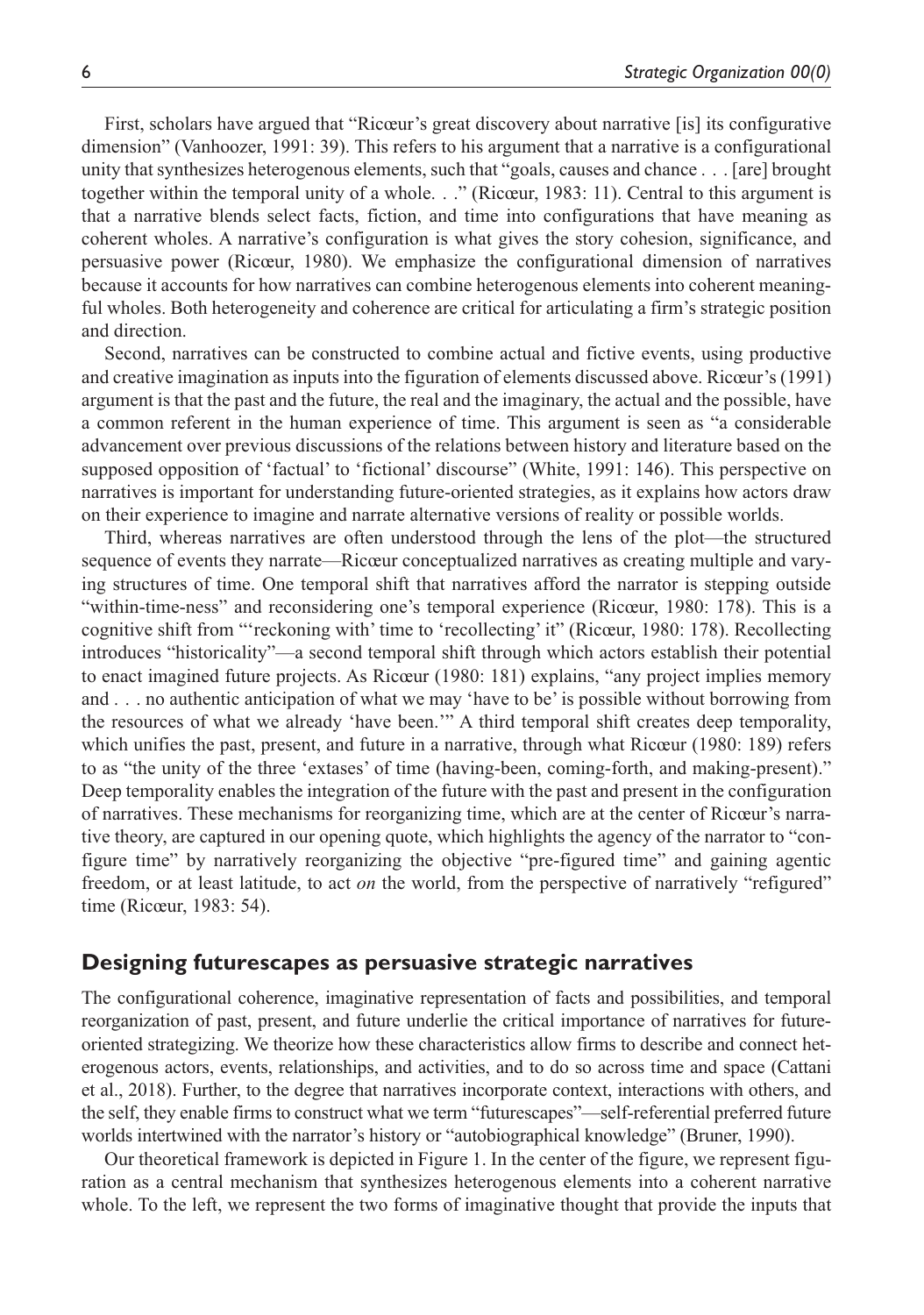First, scholars have argued that "Ricœur's great discovery about narrative [is] its configurative dimension" (Vanhoozer, 1991: 39). This refers to his argument that a narrative is a configurational unity that synthesizes heterogenous elements, such that "goals, causes and chance . . . [are] brought together within the temporal unity of a whole. . ." (Ricœur, 1983: 11). Central to this argument is that a narrative blends select facts, fiction, and time into configurations that have meaning as coherent wholes. A narrative's configuration is what gives the story cohesion, significance, and persuasive power (Ricœur, 1980). We emphasize the configurational dimension of narratives because it accounts for how narratives can combine heterogenous elements into coherent meaningful wholes. Both heterogeneity and coherence are critical for articulating a firm's strategic position and direction.

Second, narratives can be constructed to combine actual and fictive events, using productive and creative imagination as inputs into the figuration of elements discussed above. Ricœur's (1991) argument is that the past and the future, the real and the imaginary, the actual and the possible, have a common referent in the human experience of time. This argument is seen as "a considerable advancement over previous discussions of the relations between history and literature based on the supposed opposition of 'factual' to 'fictional' discourse" (White, 1991: 146). This perspective on narratives is important for understanding future-oriented strategies, as it explains how actors draw on their experience to imagine and narrate alternative versions of reality or possible worlds.

Third, whereas narratives are often understood through the lens of the plot—the structured sequence of events they narrate—Ricœur conceptualized narratives as creating multiple and varying structures of time. One temporal shift that narratives afford the narrator is stepping outside "within-time-ness" and reconsidering one's temporal experience (Ricœur, 1980: 178). This is a cognitive shift from "'reckoning with' time to 'recollecting' it" (Ricœur, 1980: 178). Recollecting introduces "historicality"—a second temporal shift through which actors establish their potential to enact imagined future projects. As Ricœur (1980: 181) explains, "any project implies memory and . . . no authentic anticipation of what we may 'have to be' is possible without borrowing from the resources of what we already 'have been.'" A third temporal shift creates deep temporality, which unifies the past, present, and future in a narrative, through what Ricœur (1980: 189) refers to as "the unity of the three 'extases' of time (having-been, coming-forth, and making-present)." Deep temporality enables the integration of the future with the past and present in the configuration of narratives. These mechanisms for reorganizing time, which are at the center of Ricœur's narrative theory, are captured in our opening quote, which highlights the agency of the narrator to "configure time" by narratively reorganizing the objective "pre-figured time" and gaining agentic freedom, or at least latitude, to act *on* the world, from the perspective of narratively "refigured" time (Ricœur, 1983: 54).

## Designing futurescapes as persuasive strategic narratives

The configurational coherence, imaginative representation of facts and possibilities, and temporal reorganization of past, present, and future underlie the critical importance of narratives for future-oriented strategizing. We theorize how these characteristics allow firms to describe and connect heterogeneous actors, events, relationships, and activities, and to do so across time and space (Cattani et al., 2018). Further, to the degree that narratives incorporate context, interactions with others, and the self, they enable firms to construct what we term "futurescapes"—self-referential preferred future worlds intertwined with the narrator's history or "autobiographical knowledge" (Bruner, 1990).

Our theoretical framework is depicted in Figure 1. In the center of the figure, we represent figuration as a central mechanism that synthesizes heterogenous elements into a coherent narrative whole. To the left, we represent the two forms of imaginative thought that provide the inputs that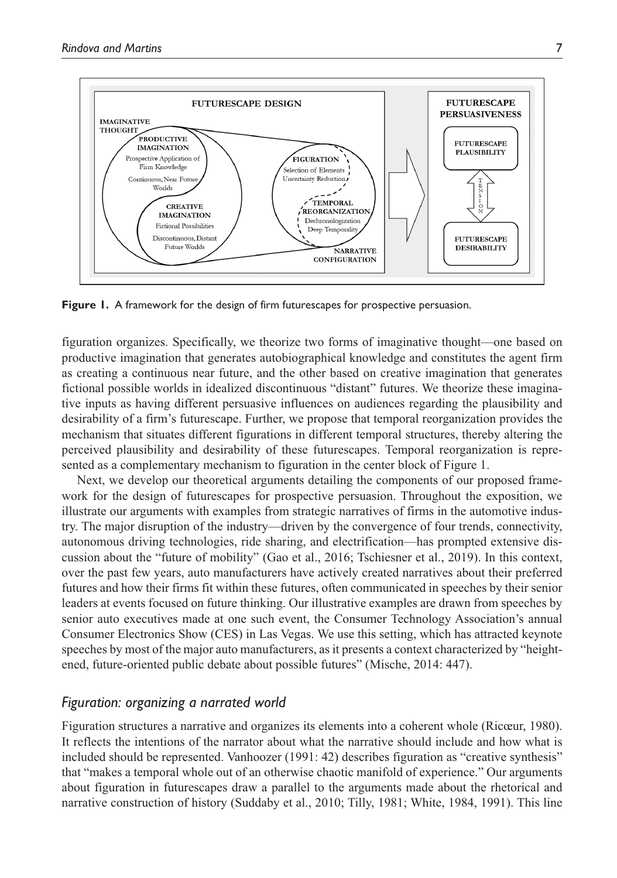**Figure 1.** A framework for the design of firm futurescapes for prospective persuasion.

figuration organizes. Specifically, we theorize two forms of imaginative thought—one based on productive imagination that generates autobiographical knowledge and constitutes the agent firm as creating a continuous near future, and the other based on creative imagination that generates fictional possible worlds in idealized discontinuous "distant" futures. We theorize these imaginative inputs as having different persuasive influences on audiences regarding the plausibility and desirability of a firm's futurescape. Further, we propose that temporal reorganization provides the mechanism that situates different figurations in different temporal structures, thereby altering the perceived plausibility and desirability of these futurescapes. Temporal reorganization is represented as a complementary mechanism to figuration in the center block of Figure 1.

Next, we develop our theoretical arguments detailing the components of our proposed framework for the design of futurescapes for prospective persuasion. Throughout the exposition, we illustrate our arguments with examples from strategic narratives of firms in the automotive industry. The major disruption of the industry—driven by the convergence of four trends, connectivity, autonomous driving technologies, ride sharing, and electrification—has prompted extensive discussion about the "future of mobility" (Gao et al., 2016; Tschiesner et al., 2019). In this context, over the past few years, auto manufacturers have actively created narratives about their preferred futures and how their firms fit within these futures, often communicated in speeches by their senior leaders at events focused on future thinking. Our illustrative examples are drawn from speeches by senior auto executives made at one such event, the Consumer Technology Association's annual Consumer Electronics Show (CES) in Las Vegas. We use this setting, which has attracted keynote speeches by most of the major auto manufacturers, as it presents a context characterized by "heightened, future-oriented public debate about possible futures" (Mische, 2014: 447).

## *Figuration: organizing a narrated world*

Figuration structures a narrative and organizes its elements into a coherent whole (Ricœur, 1980). It reflects the intentions of the narrator about what the narrative should include and how what is included should be represented. Vanhoozer (1991: 42) describes figuration as "creative synthesis" that "makes a temporal whole out of an otherwise chaotic manifold of experience." Our arguments about figuration in futurescapes draw a parallel to the arguments made about the rhetorical and narrative construction of history (Suddaby et al., 2010; Tilly, 1981; White, 1984, 1991). This line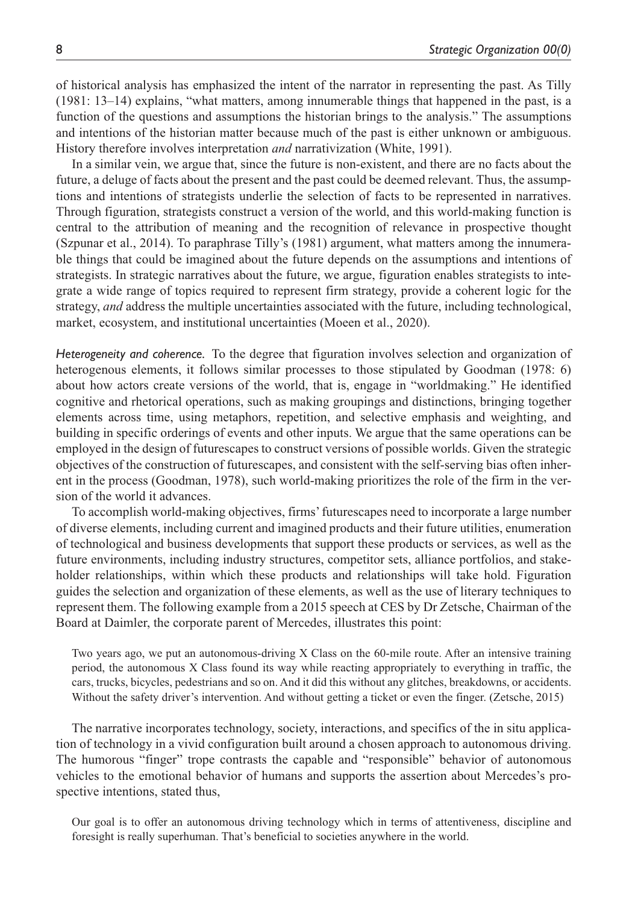of historical analysis has emphasized the intent of the narrator in representing the past. As Tilly (1981: 13–14) explains, "what matters, among innumerable things that happened in the past, is a function of the questions and assumptions the historian brings to the analysis." The assumptions and intentions of the historian matter because much of the past is either unknown or ambiguous. History therefore involves interpretation *and* narrativization (White, 1991).

In a similar vein, we argue that, since the future is non-existent, and there are no facts about the future, a deluge of facts about the present and the past could be deemed relevant. Thus, the assumptions and intentions of strategists underlie the selection of facts to be represented in narratives. Through figuration, strategists construct a version of the world, and this world-making function is central to the attribution of meaning and the recognition of relevance in prospective thought (Szpunar et al., 2014). To paraphrase Tilly's (1981) argument, what matters among the innumerable things that could be imagined about the future depends on the assumptions and intentions of strategists. In strategic narratives about the future, we argue, figuration enables strategists to integrate a wide range of topics required to represent firm strategy, provide a coherent logic for the strategy, *and* address the multiple uncertainties associated with the future, including technological, market, ecosystem, and institutional uncertainties (Moeen et al., 2020).

*Heterogeneity and coherence.* To the degree that figuration involves selection and organization of heterogenous elements, it follows similar processes to those stipulated by Goodman (1978: 6) about how actors create versions of the world, that is, engage in "worldmaking." He identified cognitive and rhetorical operations, such as making groupings and distinctions, bringing together elements across time, using metaphors, repetition, and selective emphasis and weighting, and building in specific orderings of events and other inputs. We argue that the same operations can be employed in the design of futurescapes to construct versions of possible worlds. Given the strategic objectives of the construction of futurescapes, and consistent with the self-serving bias often inherent in the process (Goodman, 1978), such world-making prioritizes the role of the firm in the version of the world it advances.

To accomplish world-making objectives, firms' futurescapes need to incorporate a large number of diverse elements, including current and imagined products and their future utilities, enumeration of technological and business developments that support these products or services, as well as the future environments, including industry structures, competitor sets, alliance portfolios, and stakeholder relationships, within which these products and relationships will take hold. Figuration guides the selection and organization of these elements, as well as the use of literary techniques to represent them. The following example from a 2015 speech at CES by Dr Zetsche, Chairman of the Board at Daimler, the corporate parent of Mercedes, illustrates this point:

> Two years ago, we put an autonomous-driving X Class on the 60-mile route. After an intensive training period, the autonomous X Class found its way while reacting appropriately to everything in traffic, the cars, trucks, bicycles, pedestrians and so on. And it did this without any glitches, breakdowns, or accidents. Without the safety driver's intervention. And without getting a ticket or even the finger. (Zetsche, 2015)

The narrative incorporates technology, society, interactions, and specifics of the in situ application of technology in a vivid configuration built around a chosen approach to autonomous driving. The humorous "finger" trope contrasts the capable and "responsible" behavior of autonomous vehicles to the emotional behavior of humans and supports the assertion about Mercedes's prospective intentions, stated thus,

> Our goal is to offer an autonomous driving technology which in terms of attentiveness, discipline and foresight is really superhuman. That's beneficial to societies anywhere in the world.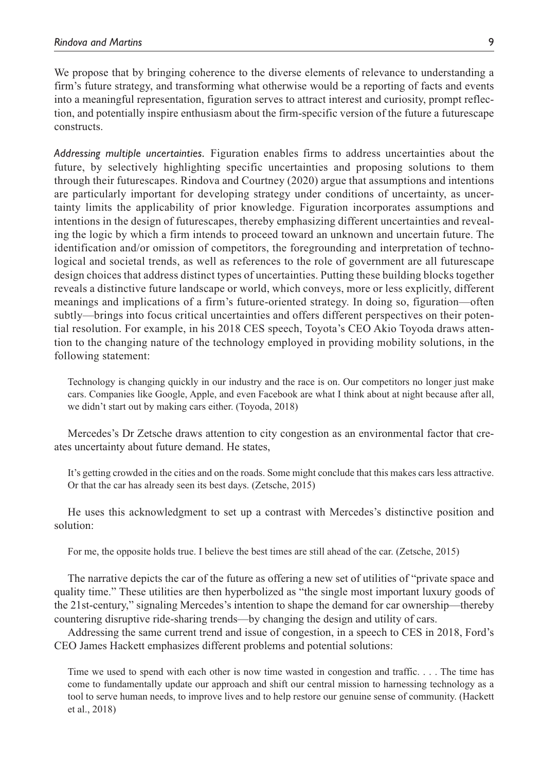We propose that by bringing coherence to the diverse elements of relevance to understanding a firm's future strategy, and transforming what otherwise would be a reporting of facts and events into a meaningful representation, figuration serves to attract interest and curiosity, prompt reflection, and potentially inspire enthusiasm about the firm-specific version of the future a futurescape constructs.

*Addressing multiple uncertainties.* Figuration enables firms to address uncertainties about the future, by selectively highlighting specific uncertainties and proposing solutions to them through their futurescapes. Rindova and Courtney (2020) argue that assumptions and intentions are particularly important for developing strategy under conditions of uncertainty, as uncertainty limits the applicability of prior knowledge. Figuration incorporates assumptions and intentions in the design of futurescapes, thereby emphasizing different uncertainties and revealing the logic by which a firm intends to proceed toward an unknown and uncertain future. The identification and/or omission of competitors, the foregrounding and interpretation of technological and societal trends, as well as references to the role of government are all futurescape design choices that address distinct types of uncertainties. Putting these building blocks together reveals a distinctive future landscape or world, which conveys, more or less explicitly, different meanings and implications of a firm's future-oriented strategy. In doing so, figuration—often subtly—brings into focus critical uncertainties and offers different perspectives on their potential resolution. For example, in his 2018 CES speech, Toyota's CEO Akio Toyoda draws attention to the changing nature of the technology employed in providing mobility solutions, in the following statement:

> Technology is changing quickly in our industry and the race is on. Our competitors no longer just make cars. Companies like Google, Apple, and even Facebook are what I think about at night because after all, we didn't start out by making cars either. (Toyoda, 2018)

Mercedes's Dr Zetsche draws attention to city congestion as an environmental factor that creates uncertainty about future demand. He states,

> It's getting crowded in the cities and on the roads. Some might conclude that this makes cars less attractive. Or that the car has already seen its best days. (Zetsche, 2015)

He uses this acknowledgment to set up a contrast with Mercedes's distinctive position and solution:

> For me, the opposite holds true. I believe the best times are still ahead of the car. (Zetsche, 2015)

The narrative depicts the car of the future as offering a new set of utilities of "private space and quality time." These utilities are then hyperbolized as "the single most important luxury goods of the 21st-century," signaling Mercedes's intention to shape the demand for car ownership—thereby countering disruptive ride-sharing trends—by changing the design and utility of cars.

Addressing the same current trend and issue of congestion, in a speech to CES in 2018, Ford's CEO James Hackett emphasizes different problems and potential solutions:

> Time we used to spend with each other is now time wasted in congestion and traffic. . . . The time has come to fundamentally update our approach and shift our central mission to harnessing technology as a tool to serve human needs, to improve lives and to help restore our genuine sense of community. (Hackett et al., 2018)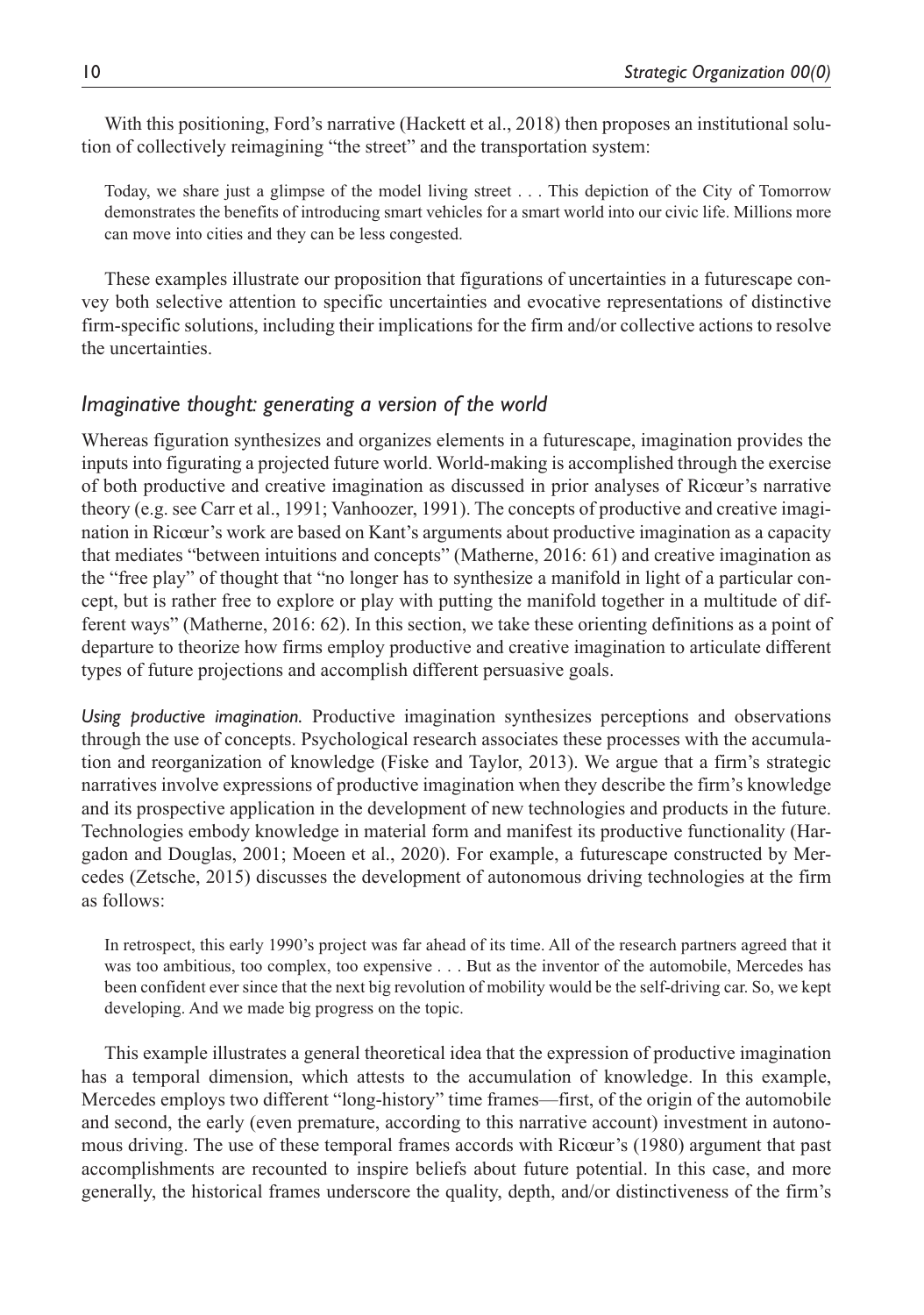With this positioning, Ford's narrative (Hackett et al., 2018) then proposes an institutional solution of collectively reimagining "the street" and the transportation system:

> Today, we share just a glimpse of the model living street . . . This depiction of the City of Tomorrow demonstrates the benefits of introducing smart vehicles for a smart world into our civic life. Millions more can move into cities and they can be less congested.

These examples illustrate our proposition that figurations of uncertainties in a futurescape convey both selective attention to specific uncertainties and evocative representations of distinctive firm-specific solutions, including their implications for the firm and/or collective actions to resolve the uncertainties.

### *Imaginative thought: generating a version of the world*

Whereas figuration synthesizes and organizes elements in a futurescape, imagination provides the inputs into figurating a projected future world. World-making is accomplished through the exercise of both productive and creative imagination as discussed in prior analyses of Ricœur's narrative theory (e.g. see Carr et al., 1991; Vanhoozer, 1991). The concepts of productive and creative imagination in Ricœur's work are based on Kant's arguments about productive imagination as a capacity that mediates "between intuitions and concepts" (Matherne, 2016: 61) and creative imagination as the "free play" of thought that "no longer has to synthesize a manifold in light of a particular concept, but is rather free to explore or play with putting the manifold together in a multitude of different ways" (Matherne, 2016: 62). In this section, we take these orienting definitions as a point of departure to theorize how firms employ productive and creative imagination to articulate different types of future projections and accomplish different persuasive goals.

*Using productive imagination.* Productive imagination synthesizes perceptions and observations through the use of concepts. Psychological research associates these processes with the accumulation and reorganization of knowledge (Fiske and Taylor, 2013). We argue that a firm's strategic narratives involve expressions of productive imagination when they describe the firm's knowledge and its prospective application in the development of new technologies and products in the future. Technologies embody knowledge in material form and manifest its productive functionality (Hargadon and Douglas, 2001; Moeen et al., 2020). For example, a futurescape constructed by Mercedes (Zetsche, 2015) discusses the development of autonomous driving technologies at the firm as follows:

> In retrospect, this early 1990's project was far ahead of its time. All of the research partners agreed that it was too ambitious, too complex, too expensive . . . But as the inventor of the automobile, Mercedes has been confident ever since that the next big revolution of mobility would be the self-driving car. So, we kept developing. And we made big progress on the topic.

This example illustrates a general theoretical idea that the expression of productive imagination has a temporal dimension, which attests to the accumulation of knowledge. In this example, Mercedes employs two different "long-history" time frames—first, of the origin of the automobile and second, the early (even premature, according to this narrative account) investment in autonomous driving. The use of these temporal frames accords with Ricœur's (1980) argument that past accomplishments are recounted to inspire beliefs about future potential. In this case, and more generally, the historical frames underscore the quality, depth, and/or distinctiveness of the firm's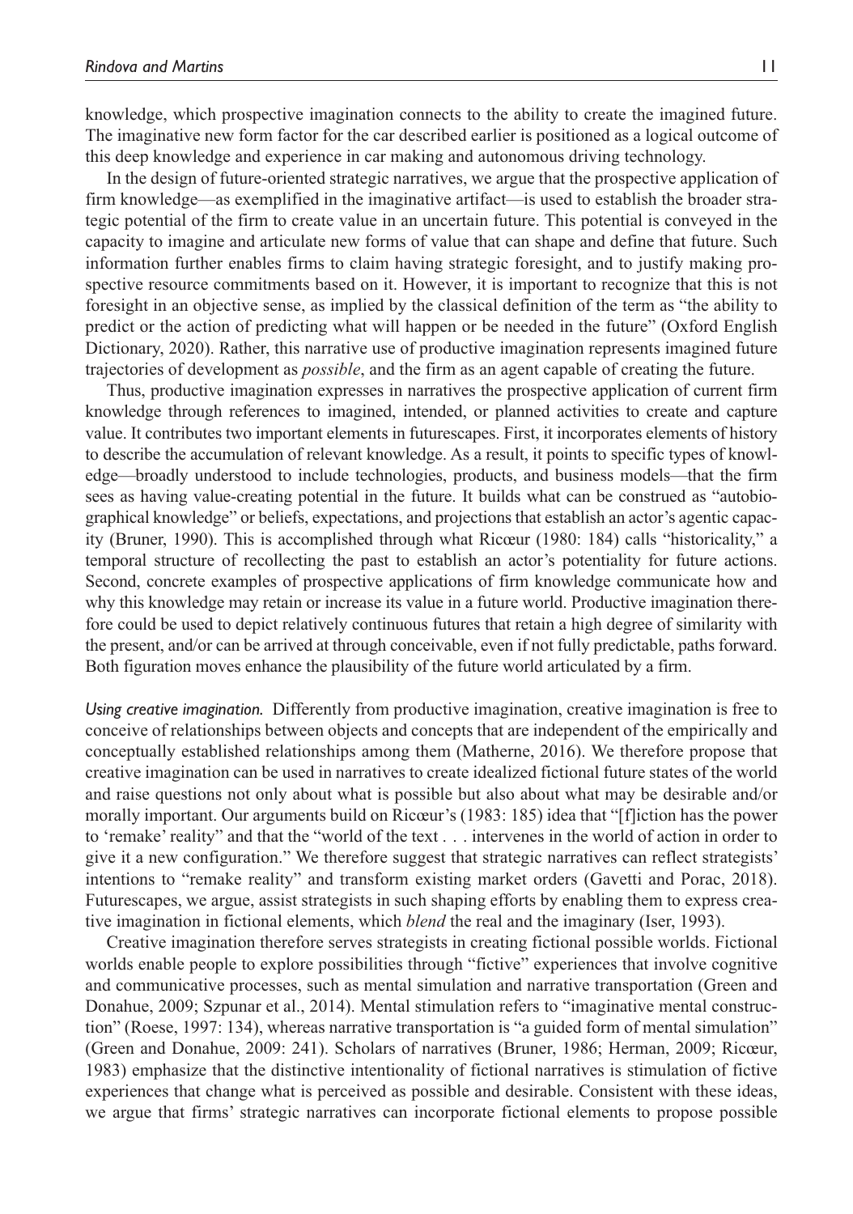knowledge, which prospective imagination connects to the ability to create the imagined future. The imaginative new form factor for the car described earlier is positioned as a logical outcome of this deep knowledge and experience in car making and autonomous driving technology.

In the design of future-oriented strategic narratives, we argue that the prospective application of firm knowledge—as exemplified in the imaginative artifact—is used to establish the broader strategic potential of the firm to create value in an uncertain future. This potential is conveyed in the capacity to imagine and articulate new forms of value that can shape and define that future. Such information further enables firms to claim having strategic foresight, and to justify making prospective resource commitments based on it. However, it is important to recognize that this is not foresight in an objective sense, as implied by the classical definition of the term as "the ability to predict or the action of predicting what will happen or be needed in the future" (Oxford English Dictionary, 2020). Rather, this narrative use of productive imagination represents imagined future trajectories of development as *possible*, and the firm as an agent capable of creating the future.

Thus, productive imagination expresses in narratives the prospective application of current firm knowledge through references to imagined, intended, or planned activities to create and capture value. It contributes two important elements in futurescapes. First, it incorporates elements of history to describe the accumulation of relevant knowledge. As a result, it points to specific types of knowledge—broadly understood to include technologies, products, and business models—that the firm sees as having value-creating potential in the future. It builds what can be construed as "autobiographical knowledge" or beliefs, expectations, and projections that establish an actor's agentic capacity (Bruner, 1990). This is accomplished through what Ricœur (1980: 184) calls "historicality," a temporal structure of recollecting the past to establish an actor's potentiality for future actions. Second, concrete examples of prospective applications of firm knowledge communicate how and why this knowledge may retain or increase its value in a future world. Productive imagination therefore could be used to depict relatively continuous futures that retain a high degree of similarity with the present, and/or can be arrived at through conceivable, even if not fully predictable, paths forward. Both figuration moves enhance the plausibility of the future world articulated by a firm.

*Using creative imagination.* Differently from productive imagination, creative imagination is free to conceive of relationships between objects and concepts that are independent of the empirically and conceptually established relationships among them (Matherne, 2016). We therefore propose that creative imagination can be used in narratives to create idealized fictional future states of the world and raise questions not only about what is possible but also about what may be desirable and/or morally important. Our arguments build on Ricœur's (1983: 185) idea that "[f]iction has the power to 'remake' reality" and that the "world of the text . . . intervenes in the world of action in order to give it a new configuration." We therefore suggest that strategic narratives can reflect strategists' intentions to "remake reality" and transform existing market orders (Gavetti and Porac, 2018). Futurescapes, we argue, assist strategists in such shaping efforts by enabling them to express creative imagination in fictional elements, which *blend* the real and the imaginary (Iser, 1993).

Creative imagination therefore serves strategists in creating fictional possible worlds. Fictional worlds enable people to explore possibilities through "fictive" experiences that involve cognitive and communicative processes, such as mental simulation and narrative transportation (Green and Donahue, 2009; Szpunar et al., 2014). Mental stimulation refers to "imaginative mental construction" (Roese, 1997: 134), whereas narrative transportation is "a guided form of mental simulation" (Green and Donahue, 2009: 241). Scholars of narratives (Bruner, 1986; Herman, 2009; Ricœur, 1983) emphasize that the distinctive intentionality of fictional narratives is stimulation of fictive experiences that change what is perceived as possible and desirable. Consistent with these ideas, we argue that firms' strategic narratives can incorporate fictional elements to propose possible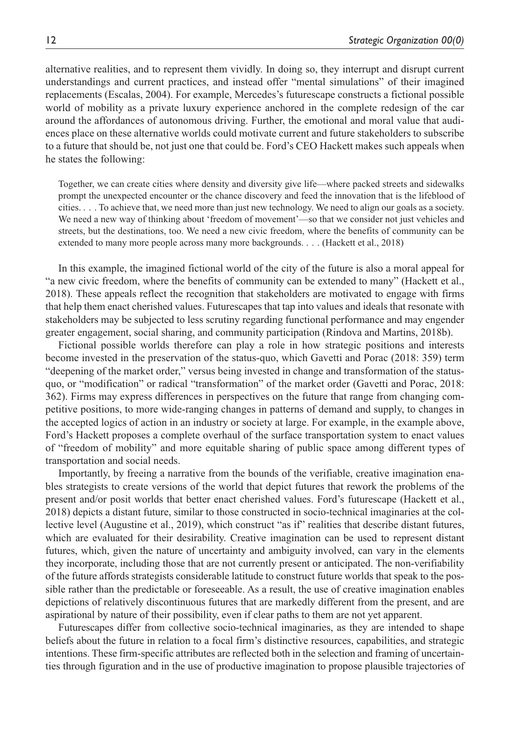alternative realities, and to represent them vividly. In doing so, they interrupt and disrupt current understandings and current practices, and instead offer "mental simulations" of their imagined replacements (Escalas, 2004). For example, Mercedes's futurescape constructs a fictional possible world of mobility as a private luxury experience anchored in the complete redesign of the car around the affordances of autonomous driving. Further, the emotional and moral value that audiences place on these alternative worlds could motivate current and future stakeholders to subscribe to a future that should be, not just one that could be. Ford's CEO Hackett makes such appeals when he states the following:

> Together, we can create cities where density and diversity give life—where packed streets and sidewalks prompt the unexpected encounter or the chance discovery and feed the innovation that is the lifeblood of cities. . . . To achieve that, we need more than just new technology. We need to align our goals as a society. We need a new way of thinking about 'freedom of movement'—so that we consider not just vehicles and streets, but the destinations, too. We need a new civic freedom, where the benefits of community can be extended to many more people across many more backgrounds. . . . (Hackett et al., 2018)

In this example, the imagined fictional world of the city of the future is also a moral appeal for "a new civic freedom, where the benefits of community can be extended to many" (Hackett et al., 2018). These appeals reflect the recognition that stakeholders are motivated to engage with firms that help them enact cherished values. Futurescapes that tap into values and ideals that resonate with stakeholders may be subjected to less scrutiny regarding functional performance and may engender greater engagement, social sharing, and community participation (Rindova and Martins, 2018b).

Fictional possible worlds therefore can play a role in how strategic positions and interests become invested in the preservation of the status-quo, which Gavetti and Porac (2018: 359) term "deepening of the market order," versus being invested in change and transformation of the status-quo, or "modification" or radical "transformation" of the market order (Gavetti and Porac, 2018: 362). Firms may express differences in perspectives on the future that range from changing competitive positions, to more wide-ranging changes in patterns of demand and supply, to changes in the accepted logics of action in an industry or society at large. For example, in the example above, Ford's Hackett proposes a complete overhaul of the surface transportation system to enact values of "freedom of mobility" and more equitable sharing of public space among different types of transportation and social needs.

Importantly, by freeing a narrative from the bounds of the verifiable, creative imagination enables strategists to create versions of the world that depict futures that rework the problems of the present and/or posit worlds that better enact cherished values. Ford's futurescape (Hackett et al., 2018) depicts a distant future, similar to those constructed in socio-technical imaginaries at the collective level (Augustine et al., 2019), which construct "as if" realities that describe distant futures, which are evaluated for their desirability. Creative imagination can be used to represent distant futures, which, given the nature of uncertainty and ambiguity involved, can vary in the elements they incorporate, including those that are not currently present or anticipated. The non-verifiability of the future affords strategists considerable latitude to construct future worlds that speak to the possible rather than the predictable or foreseeable. As a result, the use of creative imagination enables depictions of relatively discontinuous futures that are markedly different from the present, and are aspirational by nature of their possibility, even if clear paths to them are not yet apparent.

Futurescapes differ from collective socio-technical imaginaries, as they are intended to shape beliefs about the future in relation to a focal firm's distinctive resources, capabilities, and strategic intentions. These firm-specific attributes are reflected both in the selection and framing of uncertainties through figuration and in the use of productive imagination to propose plausible trajectories of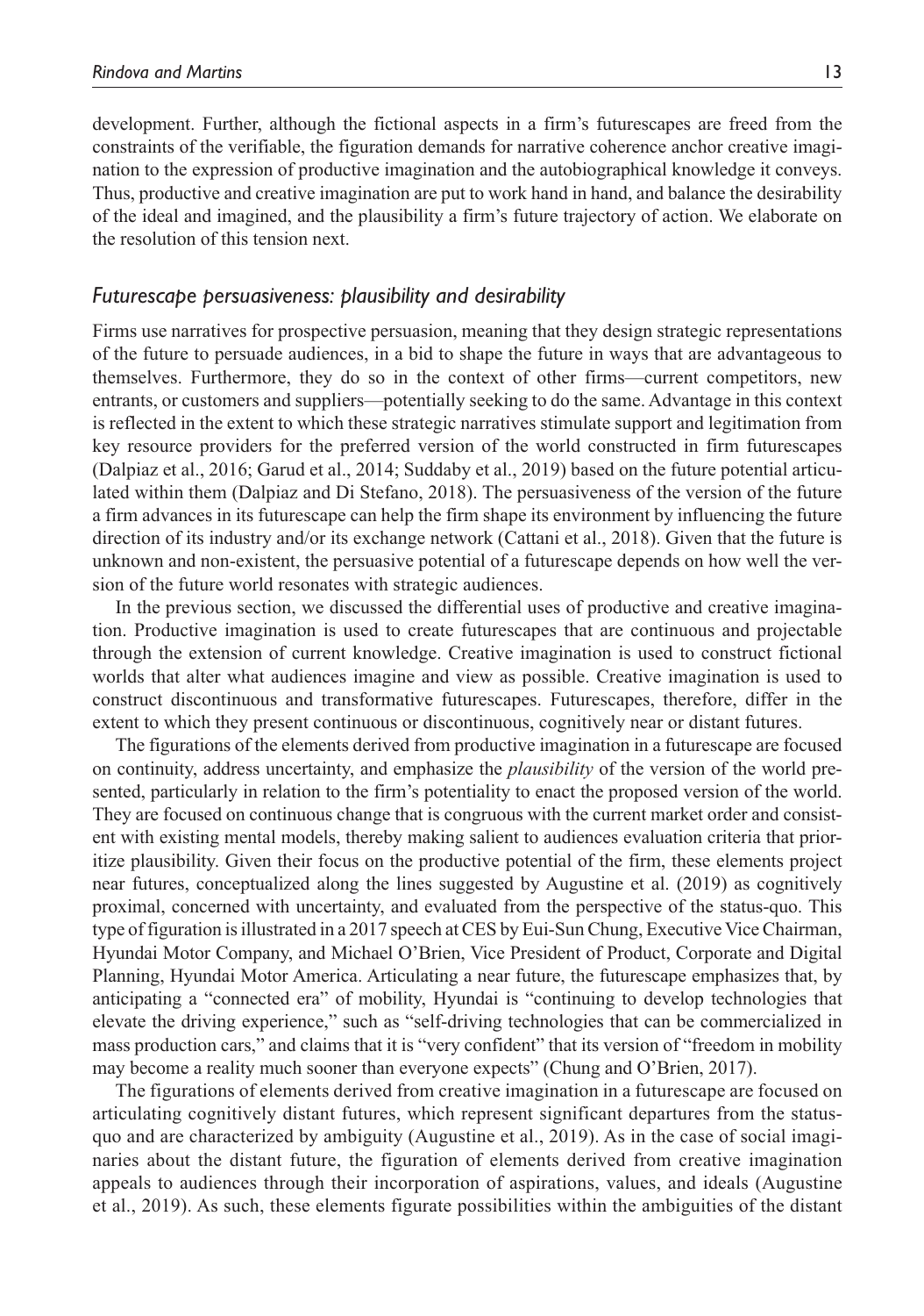development. Further, although the fictional aspects in a firm's futurescapes are freed from the constraints of the verifiable, the figuration demands for narrative coherence anchor creative imagination to the expression of productive imagination and the autobiographical knowledge it conveys. Thus, productive and creative imagination are put to work hand in hand, and balance the desirability of the ideal and imagined, and the plausibility a firm's future trajectory of action. We elaborate on the resolution of this tension next.

### *Futurescape persuasiveness: plausibility and desirability*

Firms use narratives for prospective persuasion, meaning that they design strategic representations of the future to persuade audiences, in a bid to shape the future in ways that are advantageous to themselves. Furthermore, they do so in the context of other firms—current competitors, new entrants, or customers and suppliers—potentially seeking to do the same. Advantage in this context is reflected in the extent to which these strategic narratives stimulate support and legitimation from key resource providers for the preferred version of the world constructed in firm futurescapes (Dalpiaz et al., 2016; Garud et al., 2014; Suddaby et al., 2019) based on the future potential articulated within them (Dalpiaz and Di Stefano, 2018). The persuasiveness of the version of the future a firm advances in its futurescape can help the firm shape its environment by influencing the future direction of its industry and/or its exchange network (Cattani et al., 2018). Given that the future is unknown and non-existent, the persuasive potential of a futurescape depends on how well the version of the future world resonates with strategic audiences.

In the previous section, we discussed the differential uses of productive and creative imagination. Productive imagination is used to create futurescapes that are continuous and projectable through the extension of current knowledge. Creative imagination is used to construct fictional worlds that alter what audiences imagine and view as possible. Creative imagination is used to construct discontinuous and transformative futurescapes. Futurescapes, therefore, differ in the extent to which they present continuous or discontinuous, cognitively near or distant futures.

The figurations of the elements derived from productive imagination in a futurescape are focused on continuity, address uncertainty, and emphasize the *plausibility* of the version of the world presented, particularly in relation to the firm's potentiality to enact the proposed version of the world. They are focused on continuous change that is congruous with the current market order and consistent with existing mental models, thereby making salient to audiences evaluation criteria that prioritize plausibility. Given their focus on the productive potential of the firm, these elements project near futures, conceptualized along the lines suggested by Augustine et al. (2019) as cognitively proximal, concerned with uncertainty, and evaluated from the perspective of the status-quo. This type of figuration is illustrated in a 2017 speech at CES by Eui-Sun Chung, Executive Vice Chairman, Hyundai Motor Company, and Michael O'Brien, Vice President of Product, Corporate and Digital Planning, Hyundai Motor America. Articulating a near future, the futurescape emphasizes that, by anticipating a "connected era" of mobility, Hyundai is "continuing to develop technologies that elevate the driving experience," such as "self-driving technologies that can be commercialized in mass production cars," and claims that it is "very confident" that its version of "freedom in mobility may become a reality much sooner than everyone expects" (Chung and O'Brien, 2017).

The figurations of elements derived from creative imagination in a futurescape are focused on articulating cognitively distant futures, which represent significant departures from the status-quo and are characterized by ambiguity (Augustine et al., 2019). As in the case of social imaginaries about the distant future, the figuration of elements derived from creative imagination appeals to audiences through their incorporation of aspirations, values, and ideals (Augustine et al., 2019). As such, these elements figurate possibilities within the ambiguities of the distant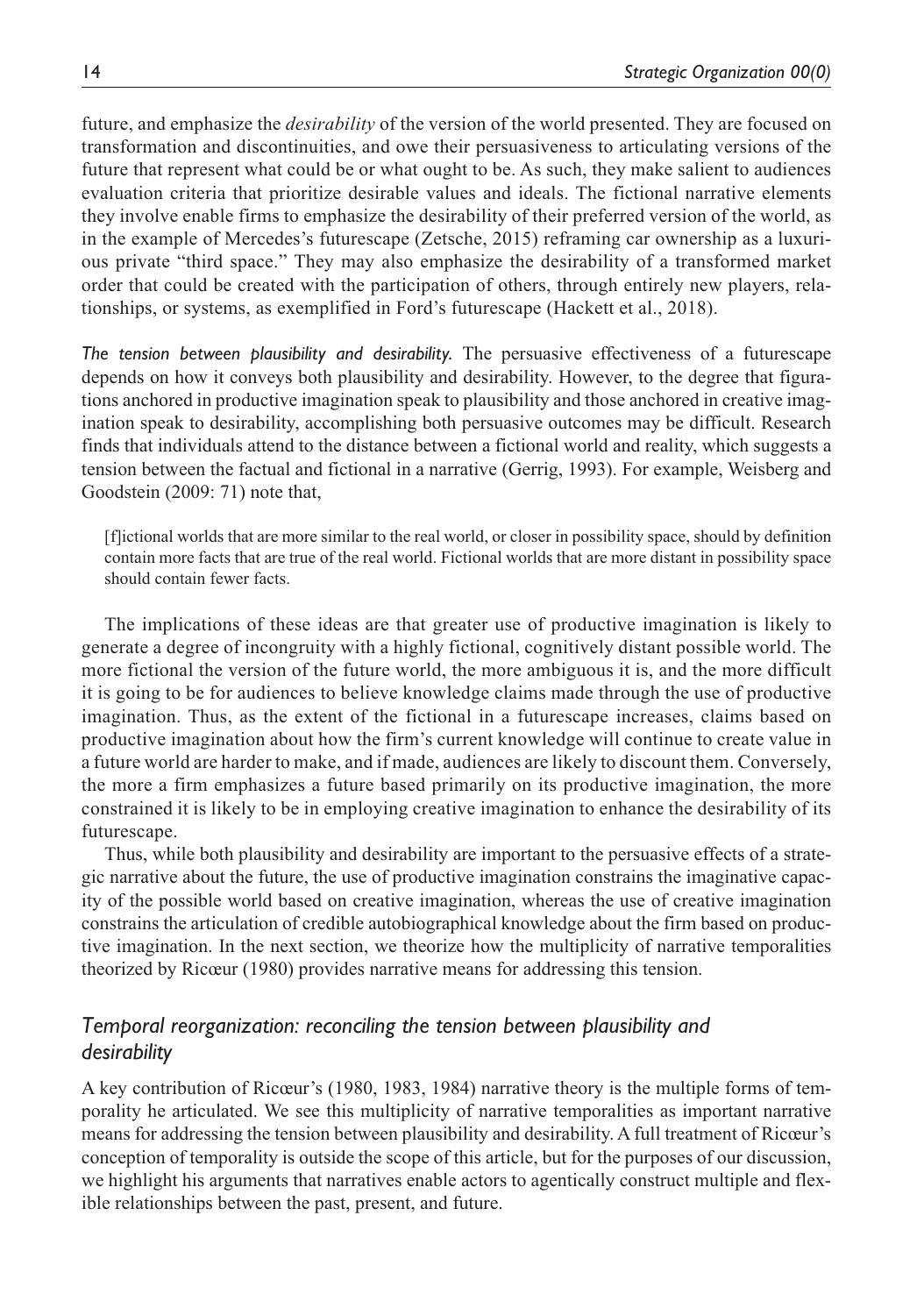future, and emphasize the *desirability* of the version of the world presented. They are focused on transformation and discontinuities, and owe their persuasiveness to articulating versions of the future that represent what could be or what ought to be. As such, they make salient to audiences evaluation criteria that prioritize desirable values and ideals. The fictional narrative elements they involve enable firms to emphasize the desirability of their preferred version of the world, as in the example of Mercedes's futurescape (Zetsche, 2015) reframing car ownership as a luxurious private "third space." They may also emphasize the desirability of a transformed market order that could be created with the participation of others, through entirely new players, relationships, or systems, as exemplified in Ford's futurescape (Hackett et al., 2018).

*The tension between plausibility and desirability.* The persuasive effectiveness of a futurescape depends on how it conveys both plausibility and desirability. However, to the degree that figurations anchored in productive imagination speak to plausibility and those anchored in creative imagination speak to desirability, accomplishing both persuasive outcomes may be difficult. Research finds that individuals attend to the distance between a fictional world and reality, which suggests a tension between the factual and fictional in a narrative (Gerrig, 1993). For example, Weisberg and Goodstein (2009: 71) note that,

> [f]ictional worlds that are more similar to the real world, or closer in possibility space, should by definition contain more facts that are true of the real world. Fictional worlds that are more distant in possibility space should contain fewer facts.

The implications of these ideas are that greater use of productive imagination is likely to generate a degree of incongruity with a highly fictional, cognitively distant possible world. The more fictional the version of the future world, the more ambiguous it is, and the more difficult it is going to be for audiences to believe knowledge claims made through the use of productive imagination. Thus, as the extent of the fictional in a futurescape increases, claims based on productive imagination about how the firm's current knowledge will continue to create value in a future world are harder to make, and if made, audiences are likely to discount them. Conversely, the more a firm emphasizes a future based primarily on its productive imagination, the more constrained it is likely to be in employing creative imagination to enhance the desirability of its futurescape.

Thus, while both plausibility and desirability are important to the persuasive effects of a strategic narrative about the future, the use of productive imagination constrains the imaginative capacity of the possible world based on creative imagination, whereas the use of creative imagination constrains the articulation of credible autobiographical knowledge about the firm based on productive imagination. In the next section, we theorize how the multiplicity of narrative temporalities theorized by Ricœur (1980) provides narrative means for addressing this tension.

### *Temporal reorganization: reconciling the tension between plausibility and desirability*

A key contribution of Ricœur's (1980, 1983, 1984) narrative theory is the multiple forms of temporality he articulated. We see this multiplicity of narrative temporalities as important narrative means for addressing the tension between plausibility and desirability. A full treatment of Ricœur's conception of temporality is outside the scope of this article, but for the purposes of our discussion, we highlight his arguments that narratives enable actors to agentically construct multiple and flexible relationships between the past, present, and future.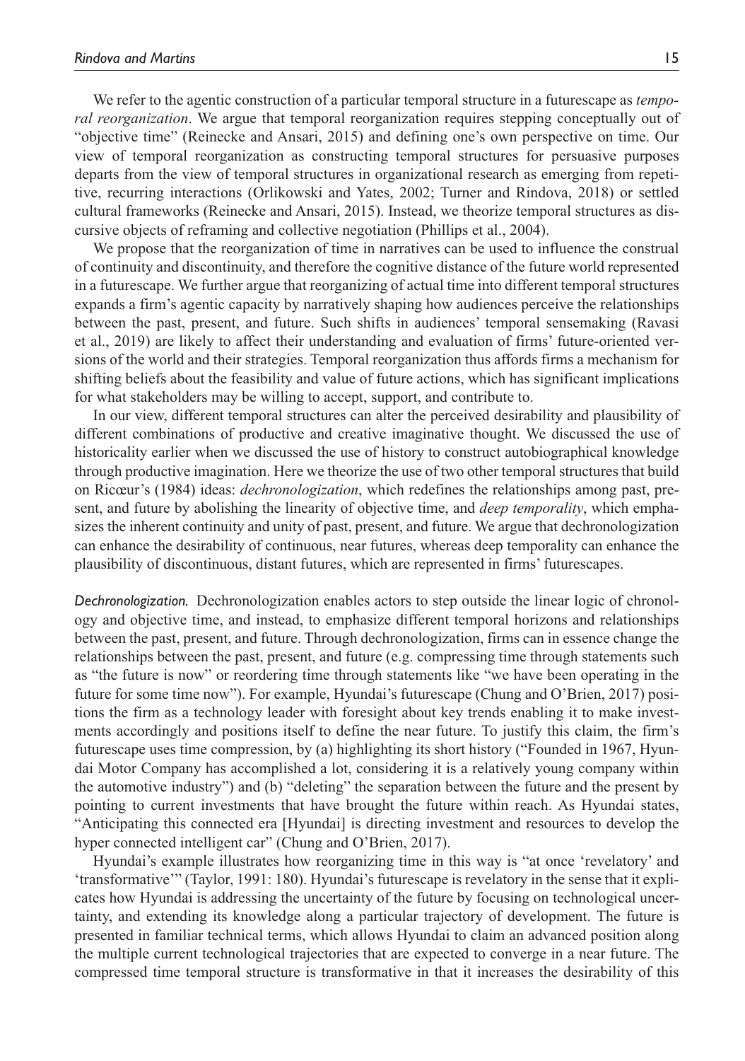We refer to the agentic construction of a particular temporal structure in a futurescape as *temporal reorganization*. We argue that temporal reorganization requires stepping conceptually out of "objective time" (Reinecke and Ansari, 2015) and defining one's own perspective on time. Our view of temporal reorganization as constructing temporal structures for persuasive purposes departs from the view of temporal structures in organizational research as emerging from repetitive, recurring interactions (Orlikowski and Yates, 2002; Turner and Rindova, 2018) or settled cultural frameworks (Reinecke and Ansari, 2015). Instead, we theorize temporal structures as discursive objects of reframing and collective negotiation (Phillips et al., 2004).

We propose that the reorganization of time in narratives can be used to influence the construal of continuity and discontinuity, and therefore the cognitive distance of the future world represented in a futurescape. We further argue that reorganizing of actual time into different temporal structures expands a firm's agentic capacity by narratively shaping how audiences perceive the relationships between the past, present, and future. Such shifts in audiences' temporal sensemaking (Ravasi et al., 2019) are likely to affect their understanding and evaluation of firms' future-oriented versions of the world and their strategies. Temporal reorganization thus affords firms a mechanism for shifting beliefs about the feasibility and value of future actions, which has significant implications for what stakeholders may be willing to accept, support, and contribute to.

In our view, different temporal structures can alter the perceived desirability and plausibility of different combinations of productive and creative imaginative thought. We discussed the use of historicality earlier when we discussed the use of history to construct autobiographical knowledge through productive imagination. Here we theorize the use of two other temporal structures that build on Ricœur's (1984) ideas: *dechronologization*, which redefines the relationships among past, present, and future by abolishing the linearity of objective time, and *deep temporality*, which emphasizes the inherent continuity and unity of past, present, and future. We argue that dechronologization can enhance the desirability of continuous, near futures, whereas deep temporality can enhance the plausibility of discontinuous, distant futures, which are represented in firms' futurescapes.

*Dechronologization.* Dechronologization enables actors to step outside the linear logic of chronology and objective time, and instead, to emphasize different temporal horizons and relationships between the past, present, and future. Through dechronologization, firms can in essence change the relationships between the past, present, and future (e.g. compressing time through statements such as "the future is now" or reordering time through statements like "we have been operating in the future for some time now"). For example, Hyundai's futurescape (Chung and O'Brien, 2017) positions the firm as a technology leader with foresight about key trends enabling it to make investments accordingly and positions itself to define the near future. To justify this claim, the firm's futurescape uses time compression, by (a) highlighting its short history ("Founded in 1967, Hyundai Motor Company has accomplished a lot, considering it is a relatively young company within the automotive industry") and (b) "deleting" the separation between the future and the present by pointing to current investments that have brought the future within reach. As Hyundai states, "Anticipating this connected era [Hyundai] is directing investment and resources to develop the hyper connected intelligent car" (Chung and O'Brien, 2017).

Hyundai's example illustrates how reorganizing time in this way is "at once 'revelatory' and 'transformative'" (Taylor, 1991: 180). Hyundai's futurescape is revelatory in the sense that it explicates how Hyundai is addressing the uncertainty of the future by focusing on technological uncertainty, and extending its knowledge along a particular trajectory of development. The future is presented in familiar technical terms, which allows Hyundai to claim an advanced position along the multiple current technological trajectories that are expected to converge in a near future. The compressed time temporal structure is transformative in that it increases the desirability of this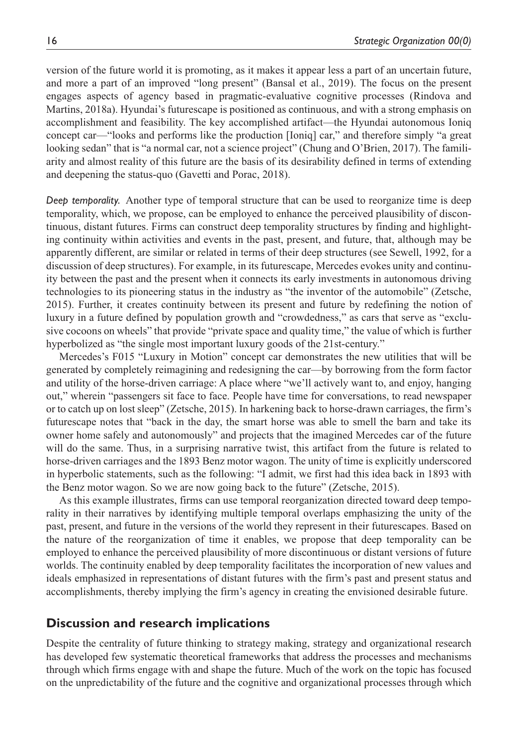version of the future world it is promoting, as it makes it appear less a part of an uncertain future, and more a part of an improved "long present" (Bansal et al., 2019). The focus on the present engages aspects of agency based in pragmatic-evaluative cognitive processes (Rindova and Martins, 2018a). Hyundai's futurescape is positioned as continuous, and with a strong emphasis on accomplishment and feasibility. The key accomplished artifact—the Hyundai autonomous Ioniq concept car—"looks and performs like the production [Ioniq] car," and therefore simply "a great looking sedan" that is "a normal car, not a science project" (Chung and O'Brien, 2017). The familiarity and almost reality of this future are the basis of its desirability defined in terms of extending and deepening the status-quo (Gavetti and Porac, 2018).

*Deep temporality.* Another type of temporal structure that can be used to reorganize time is deep temporality, which, we propose, can be employed to enhance the perceived plausibility of discontinuous, distant futures. Firms can construct deep temporality structures by finding and highlighting continuity within activities and events in the past, present, and future, that, although may be apparently different, are similar or related in terms of their deep structures (see Sewell, 1992, for a discussion of deep structures). For example, in its futurescape, Mercedes evokes unity and continuity between the past and the present when it connects its early investments in autonomous driving technologies to its pioneering status in the industry as "the inventor of the automobile" (Zetsche, 2015). Further, it creates continuity between its present and future by redefining the notion of luxury in a future defined by population growth and "crowdedness," as cars that serve as "exclusive cocoons on wheels" that provide "private space and quality time," the value of which is further hyperbolized as "the single most important luxury goods of the 21st-century."

Mercedes's F015 "Luxury in Motion" concept car demonstrates the new utilities that will be generated by completely reimagining and redesigning the car—by borrowing from the form factor and utility of the horse-driven carriage: A place where "we'll actively want to, and enjoy, hanging out," wherein "passengers sit face to face. People have time for conversations, to read newspaper or to catch up on lost sleep" (Zetsche, 2015). In harkening back to horse-drawn carriages, the firm's futurescape notes that "back in the day, the smart horse was able to smell the barn and take its owner home safely and autonomously" and projects that the imagined Mercedes car of the future will do the same. Thus, in a surprising narrative twist, this artifact from the future is related to horse-driven carriages and the 1893 Benz motor wagon. The unity of time is explicitly underscored in hyperbolic statements, such as the following: "I admit, we first had this idea back in 1893 with the Benz motor wagon. So we are now going back to the future" (Zetsche, 2015).

As this example illustrates, firms can use temporal reorganization directed toward deep temporality in their narratives by identifying multiple temporal overlaps emphasizing the unity of the past, present, and future in the versions of the world they represent in their futurescapes. Based on the nature of the reorganization of time it enables, we propose that deep temporality can be employed to enhance the perceived plausibility of more discontinuous or distant versions of future worlds. The continuity enabled by deep temporality facilitates the incorporation of new values and ideals emphasized in representations of distant futures with the firm's past and present status and accomplishments, thereby implying the firm's agency in creating the envisioned desirable future.

## Discussion and research implications

Despite the centrality of future thinking to strategy making, strategy and organizational research has developed few systematic theoretical frameworks that address the processes and mechanisms through which firms engage with and shape the future. Much of the work on the topic has focused on the unpredictability of the future and the cognitive and organizational processes through which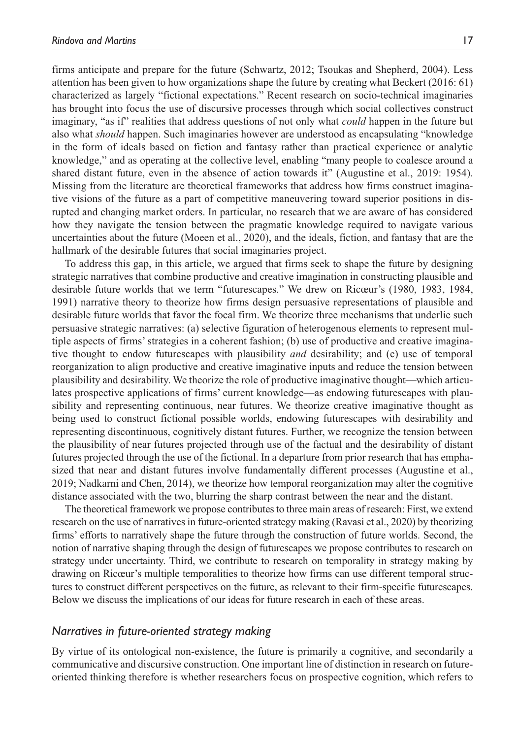firms anticipate and prepare for the future (Schwartz, 2012; Tsoukas and Shepherd, 2004). Less attention has been given to how organizations shape the future by creating what Beckert (2016: 61) characterized as largely "fictional expectations." Recent research on socio-technical imaginaries has brought into focus the use of discursive processes through which social collectives construct imaginary, "as if" realities that address questions of not only what *could* happen in the future but also what *should* happen. Such imaginaries however are understood as encapsulating "knowledge in the form of ideals based on fiction and fantasy rather than practical experience or analytic knowledge," and as operating at the collective level, enabling "many people to coalesce around a shared distant future, even in the absence of action towards it" (Augustine et al., 2019: 1954). Missing from the literature are theoretical frameworks that address how firms construct imaginative visions of the future as a part of competitive maneuvering toward superior positions in disrupted and changing market orders. In particular, no research that we are aware of has considered how they navigate the tension between the pragmatic knowledge required to navigate various uncertainties about the future (Moeen et al., 2020), and the ideals, fiction, and fantasy that are the hallmark of the desirable futures that social imaginaries project.

To address this gap, in this article, we argued that firms seek to shape the future by designing strategic narratives that combine productive and creative imagination in constructing plausible and desirable future worlds that we term "futurescapes." We drew on Ricœur's (1980, 1983, 1984, 1991) narrative theory to theorize how firms design persuasive representations of plausible and desirable future worlds that favor the focal firm. We theorize three mechanisms that underlie such persuasive strategic narratives: (a) selective figuration of heterogenous elements to represent multiple aspects of firms' strategies in a coherent fashion; (b) use of productive and creative imaginative thought to endow futurescapes with plausibility *and* desirability; and (c) use of temporal reorganization to align productive and creative imaginative inputs and reduce the tension between plausibility and desirability. We theorize the role of productive imaginative thought—which articulates prospective applications of firms' current knowledge—as endowing futurescapes with plausibility and representing continuous, near futures. We theorize creative imaginative thought as being used to construct fictional possible worlds, endowing futurescapes with desirability and representing discontinuous, cognitively distant futures. Further, we recognize the tension between the plausibility of near futures projected through use of the factual and the desirability of distant futures projected through the use of the fictional. In a departure from prior research that has emphasized that near and distant futures involve fundamentally different processes (Augustine et al., 2019; Nadkarni and Chen, 2014), we theorize how temporal reorganization may alter the cognitive distance associated with the two, blurring the sharp contrast between the near and the distant.

The theoretical framework we propose contributes to three main areas of research: First, we extend research on the use of narratives in future-oriented strategy making (Ravasi et al., 2020) by theorizing firms' efforts to narratively shape the future through the construction of future worlds. Second, the notion of narrative shaping through the design of futurescapes we propose contributes to research on strategy under uncertainty. Third, we contribute to research on temporality in strategy making by drawing on Ricœur's multiple temporalities to theorize how firms can use different temporal structures to construct different perspectives on the future, as relevant to their firm-specific futurescapes. Below we discuss the implications of our ideas for future research in each of these areas.

### *Narratives in future-oriented strategy making*

By virtue of its ontological non-existence, the future is primarily a cognitive, and secondarily a communicative and discursive construction. One important line of distinction in research on future-oriented thinking therefore is whether researchers focus on prospective cognition, which refers to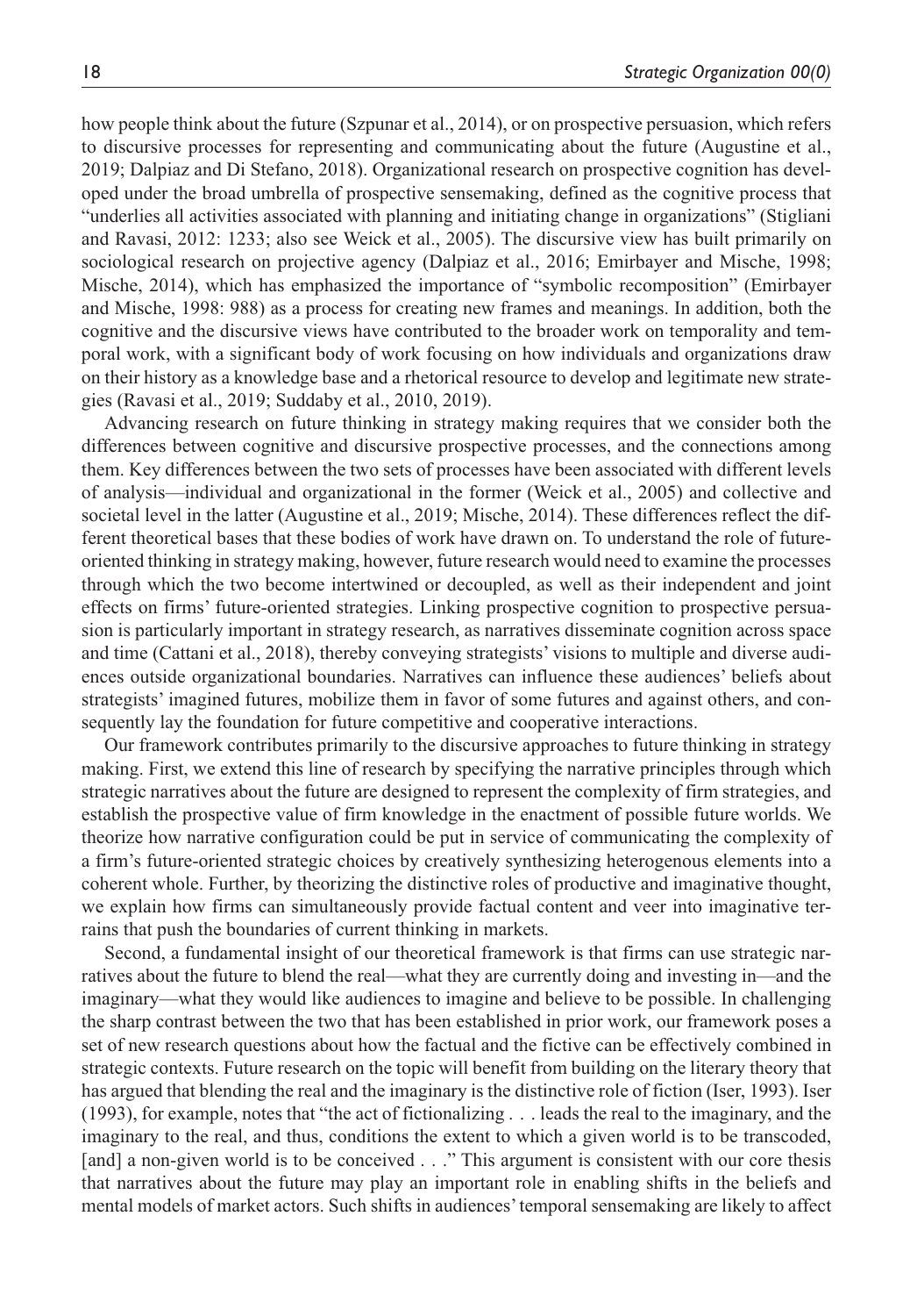how people think about the future (Szpunar et al., 2014), or on prospective persuasion, which refers to discursive processes for representing and communicating about the future (Augustine et al., 2019; Dalpiaz and Di Stefano, 2018). Organizational research on prospective cognition has developed under the broad umbrella of prospective sensemaking, defined as the cognitive process that "underlies all activities associated with planning and initiating change in organizations" (Stigliani and Ravasi, 2012: 1233; also see Weick et al., 2005). The discursive view has built primarily on sociological research on projective agency (Dalpiaz et al., 2016; Emirbayer and Mische, 1998; Mische, 2014), which has emphasized the importance of "symbolic recomposition" (Emirbayer and Mische, 1998: 988) as a process for creating new frames and meanings. In addition, both the cognitive and the discursive views have contributed to the broader work on temporality and temporal work, with a significant body of work focusing on how individuals and organizations draw on their history as a knowledge base and a rhetorical resource to develop and legitimate new strategies (Ravasi et al., 2019; Suddaby et al., 2010, 2019).

Advancing research on future thinking in strategy making requires that we consider both the differences between cognitive and discursive prospective processes, and the connections among them. Key differences between the two sets of processes have been associated with different levels of analysis—individual and organizational in the former (Weick et al., 2005) and collective and societal level in the latter (Augustine et al., 2019; Mische, 2014). These differences reflect the different theoretical bases that these bodies of work have drawn on. To understand the role of future-oriented thinking in strategy making, however, future research would need to examine the processes through which the two become intertwined or decoupled, as well as their independent and joint effects on firms' future-oriented strategies. Linking prospective cognition to prospective persuasion is particularly important in strategy research, as narratives disseminate cognition across space and time (Cattani et al., 2018), thereby conveying strategists' visions to multiple and diverse audiences outside organizational boundaries. Narratives can influence these audiences' beliefs about strategists' imagined futures, mobilize them in favor of some futures and against others, and consequently lay the foundation for future competitive and cooperative interactions.

Our framework contributes primarily to the discursive approaches to future thinking in strategy making. First, we extend this line of research by specifying the narrative principles through which strategic narratives about the future are designed to represent the complexity of firm strategies, and establish the prospective value of firm knowledge in the enactment of possible future worlds. We theorize how narrative configuration could be put in service of communicating the complexity of a firm's future-oriented strategic choices by creatively synthesizing heterogenous elements into a coherent whole. Further, by theorizing the distinctive roles of productive and imaginative thought, we explain how firms can simultaneously provide factual content and veer into imaginative terrains that push the boundaries of current thinking in markets.

Second, a fundamental insight of our theoretical framework is that firms can use strategic narratives about the future to blend the real—what they are currently doing and investing in—and the imaginary—what they would like audiences to imagine and believe to be possible. In challenging the sharp contrast between the two that has been established in prior work, our framework poses a set of new research questions about how the factual and the fictive can be effectively combined in strategic contexts. Future research on the topic will benefit from building on the literary theory that has argued that blending the real and the imaginary is the distinctive role of fiction (Iser, 1993). Iser (1993), for example, notes that "the act of fictionalizing . . . leads the real to the imaginary, and the imaginary to the real, and thus, conditions the extent to which a given world is to be transcoded, [and] a non-given world is to be conceived . . ." This argument is consistent with our core thesis that narratives about the future may play an important role in enabling shifts in the beliefs and mental models of market actors. Such shifts in audiences' temporal sensemaking are likely to affect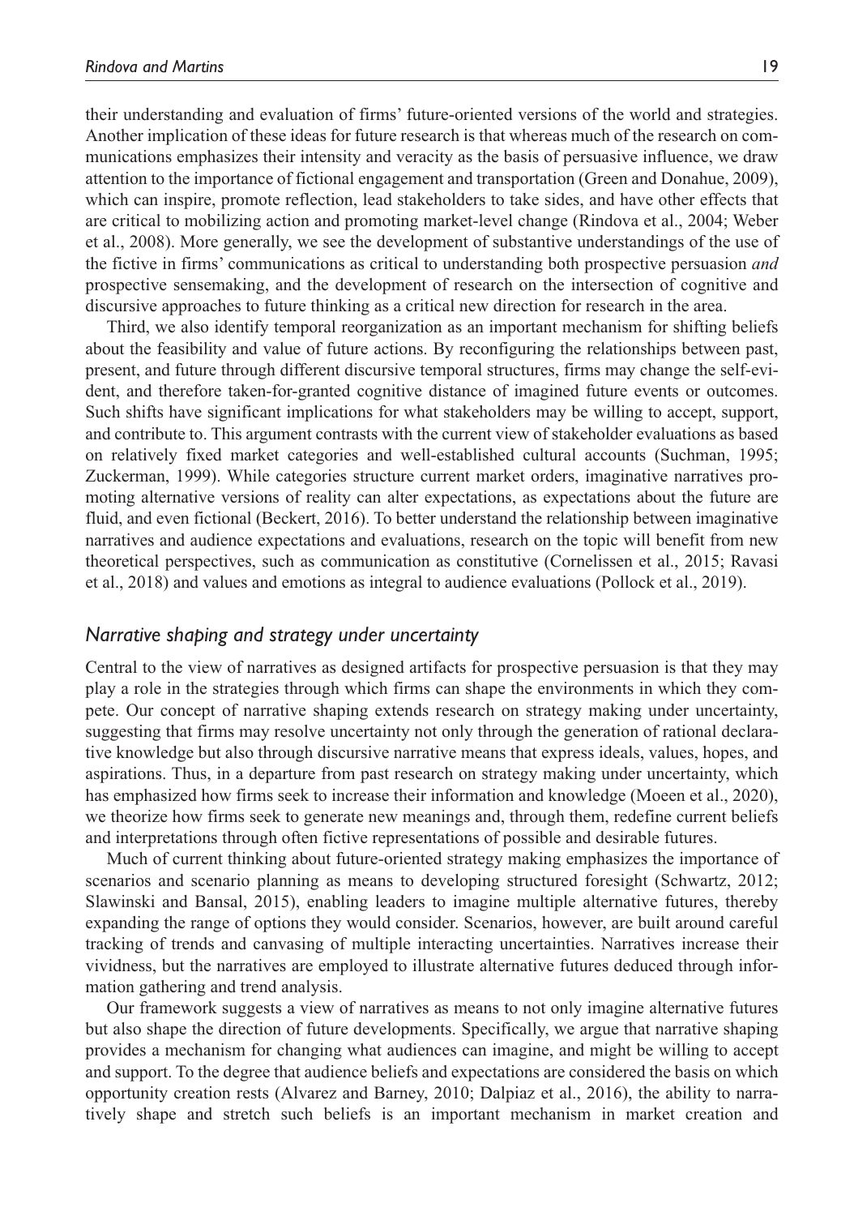their understanding and evaluation of firms' future-oriented versions of the world and strategies. Another implication of these ideas for future research is that whereas much of the research on communications emphasizes their intensity and veracity as the basis of persuasive influence, we draw attention to the importance of fictional engagement and transportation (Green and Donahue, 2009), which can inspire, promote reflection, lead stakeholders to take sides, and have other effects that are critical to mobilizing action and promoting market-level change (Rindova et al., 2004; Weber et al., 2008). More generally, we see the development of substantive understandings of the use of the fictive in firms' communications as critical to understanding both prospective persuasion *and* prospective sensemaking, and the development of research on the intersection of cognitive and discursive approaches to future thinking as a critical new direction for research in the area.

Third, we also identify temporal reorganization as an important mechanism for shifting beliefs about the feasibility and value of future actions. By reconfiguring the relationships between past, present, and future through different discursive temporal structures, firms may change the self-evident, and therefore taken-for-granted cognitive distance of imagined future events or outcomes. Such shifts have significant implications for what stakeholders may be willing to accept, support, and contribute to. This argument contrasts with the current view of stakeholder evaluations as based on relatively fixed market categories and well-established cultural accounts (Suchman, 1995; Zuckerman, 1999). While categories structure current market orders, imaginative narratives promoting alternative versions of reality can alter expectations, as expectations about the future are fluid, and even fictional (Beckert, 2016). To better understand the relationship between imaginative narratives and audience expectations and evaluations, research on the topic will benefit from new theoretical perspectives, such as communication as constitutive (Cornelissen et al., 2015; Ravasi et al., 2018) and values and emotions as integral to audience evaluations (Pollock et al., 2019).

### *Narrative shaping and strategy under uncertainty*

Central to the view of narratives as designed artifacts for prospective persuasion is that they may play a role in the strategies through which firms can shape the environments in which they compete. Our concept of narrative shaping extends research on strategy making under uncertainty, suggesting that firms may resolve uncertainty not only through the generation of rational declarative knowledge but also through discursive narrative means that express ideals, values, hopes, and aspirations. Thus, in a departure from past research on strategy making under uncertainty, which has emphasized how firms seek to increase their information and knowledge (Moeen et al., 2020), we theorize how firms seek to generate new meanings and, through them, redefine current beliefs and interpretations through often fictive representations of possible and desirable futures.

Much of current thinking about future-oriented strategy making emphasizes the importance of scenarios and scenario planning as means to developing structured foresight (Schwartz, 2012; Slawinski and Bansal, 2015), enabling leaders to imagine multiple alternative futures, thereby expanding the range of options they would consider. Scenarios, however, are built around careful tracking of trends and canvasing of multiple interacting uncertainties. Narratives increase their vividness, but the narratives are employed to illustrate alternative futures deduced through information gathering and trend analysis.

Our framework suggests a view of narratives as means to not only imagine alternative futures but also shape the direction of future developments. Specifically, we argue that narrative shaping provides a mechanism for changing what audiences can imagine, and might be willing to accept and support. To the degree that audience beliefs and expectations are considered the basis on which opportunity creation rests (Alvarez and Barney, 2010; Dalpiaz et al., 2016), the ability to narratively shape and stretch such beliefs is an important mechanism in market creation and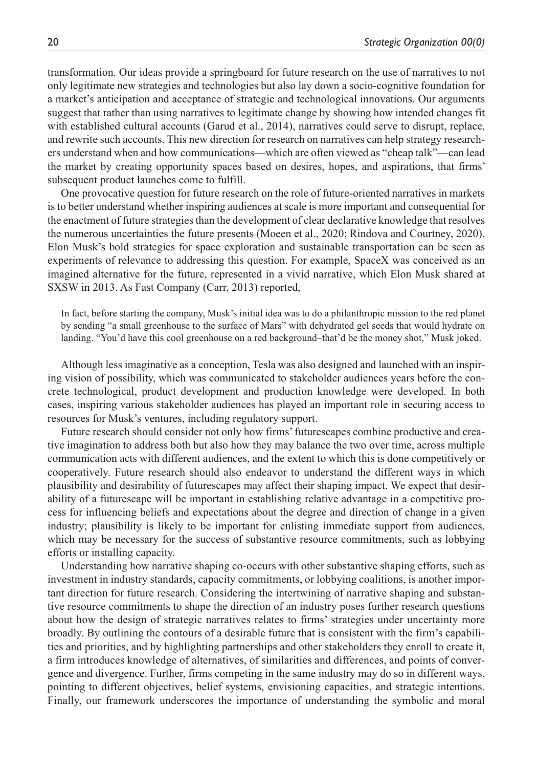transformation. Our ideas provide a springboard for future research on the use of narratives to not only legitimate new strategies and technologies but also lay down a socio-cognitive foundation for a market's anticipation and acceptance of strategic and technological innovations. Our arguments suggest that rather than using narratives to legitimate change by showing how intended changes fit with established cultural accounts (Garud et al., 2014), narratives could serve to disrupt, replace, and rewrite such accounts. This new direction for research on narratives can help strategy researchers understand when and how communications—which are often viewed as "cheap talk"—can lead the market by creating opportunity spaces based on desires, hopes, and aspirations, that firms' subsequent product launches come to fulfill.

One provocative question for future research on the role of future-oriented narratives in markets is to better understand whether inspiring audiences at scale is more important and consequential for the enactment of future strategies than the development of clear declarative knowledge that resolves the numerous uncertainties the future presents (Moeen et al., 2020; Rindova and Courtney, 2020). Elon Musk's bold strategies for space exploration and sustainable transportation can be seen as experiments of relevance to addressing this question. For example, SpaceX was conceived as an imagined alternative for the future, represented in a vivid narrative, which Elon Musk shared at SXSW in 2013. As Fast Company (Carr, 2013) reported,

> In fact, before starting the company, Musk's initial idea was to do a philanthropic mission to the red planet by sending "a small greenhouse to the surface of Mars" with dehydrated gel seeds that would hydrate on landing. "You'd have this cool greenhouse on a red background–that'd be the money shot," Musk joked.

Although less imaginative as a conception, Tesla was also designed and launched with an inspiring vision of possibility, which was communicated to stakeholder audiences years before the concrete technological, product development and production knowledge were developed. In both cases, inspiring various stakeholder audiences has played an important role in securing access to resources for Musk's ventures, including regulatory support.

Future research should consider not only how firms' futurescapes combine productive and creative imagination to address both but also how they may balance the two over time, across multiple communication acts with different audiences, and the extent to which this is done competitively or cooperatively. Future research should also endeavor to understand the different ways in which plausibility and desirability of futurescapes may affect their shaping impact. We expect that desirability of a futurescape will be important in establishing relative advantage in a competitive process for influencing beliefs and expectations about the degree and direction of change in a given industry; plausibility is likely to be important for enlisting immediate support from audiences, which may be necessary for the success of substantive resource commitments, such as lobbying efforts or installing capacity.

Understanding how narrative shaping co-occurs with other substantive shaping efforts, such as investment in industry standards, capacity commitments, or lobbying coalitions, is another important direction for future research. Considering the intertwining of narrative shaping and substantive resource commitments to shape the direction of an industry poses further research questions about how the design of strategic narratives relates to firms' strategies under uncertainty more broadly. By outlining the contours of a desirable future that is consistent with the firm's capabilities and priorities, and by highlighting partnerships and other stakeholders they enroll to create it, a firm introduces knowledge of alternatives, of similarities and differences, and points of convergence and divergence. Further, firms competing in the same industry may do so in different ways, pointing to different objectives, belief systems, envisioning capacities, and strategic intentions. Finally, our framework underscores the importance of understanding the symbolic and moral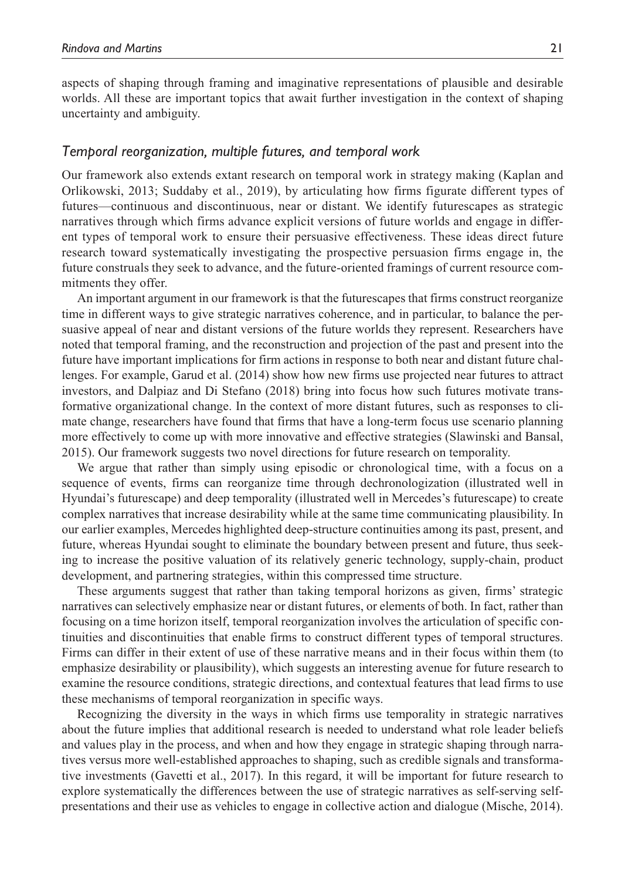aspects of shaping through framing and imaginative representations of plausible and desirable worlds. All these are important topics that await further investigation in the context of shaping uncertainty and ambiguity.

### *Temporal reorganization, multiple futures, and temporal work*

Our framework also extends extant research on temporal work in strategy making (Kaplan and Orlikowski, 2013; Suddaby et al., 2019), by articulating how firms figurate different types of futures—continuous and discontinuous, near or distant. We identify futurescapes as strategic narratives through which firms advance explicit versions of future worlds and engage in different types of temporal work to ensure their persuasive effectiveness. These ideas direct future research toward systematically investigating the prospective persuasion firms engage in, the future construals they seek to advance, and the future-oriented framings of current resource commitments they offer.

An important argument in our framework is that the futurescapes that firms construct reorganize time in different ways to give strategic narratives coherence, and in particular, to balance the persuasive appeal of near and distant versions of the future worlds they represent. Researchers have noted that temporal framing, and the reconstruction and projection of the past and present into the future have important implications for firm actions in response to both near and distant future challenges. For example, Garud et al. (2014) show how new firms use projected near futures to attract investors, and Dalpiaz and Di Stefano (2018) bring into focus how such futures motivate transformative organizational change. In the context of more distant futures, such as responses to climate change, researchers have found that firms that have a long-term focus use scenario planning more effectively to come up with more innovative and effective strategies (Slawinski and Bansal, 2015). Our framework suggests two novel directions for future research on temporality.

We argue that rather than simply using episodic or chronological time, with a focus on a sequence of events, firms can reorganize time through dechronologization (illustrated well in Hyundai's futurescape) and deep temporality (illustrated well in Mercedes's futurescape) to create complex narratives that increase desirability while at the same time communicating plausibility. In our earlier examples, Mercedes highlighted deep-structure continuities among its past, present, and future, whereas Hyundai sought to eliminate the boundary between present and future, thus seeking to increase the positive valuation of its relatively generic technology, supply-chain, product development, and partnering strategies, within this compressed time structure.

These arguments suggest that rather than taking temporal horizons as given, firms' strategic narratives can selectively emphasize near or distant futures, or elements of both. In fact, rather than focusing on a time horizon itself, temporal reorganization involves the articulation of specific continuities and discontinuities that enable firms to construct different types of temporal structures. Firms can differ in their extent of use of these narrative means and in their focus within them (to emphasize desirability or plausibility), which suggests an interesting avenue for future research to examine the resource conditions, strategic directions, and contextual features that lead firms to use these mechanisms of temporal reorganization in specific ways.

Recognizing the diversity in the ways in which firms use temporality in strategic narratives about the future implies that additional research is needed to understand what role leader beliefs and values play in the process, and when and how they engage in strategic shaping through narratives versus more well-established approaches to shaping, such as credible signals and transformative investments (Gavetti et al., 2017). In this regard, it will be important for future research to explore systematically the differences between the use of strategic narratives as self-serving self-presentations and their use as vehicles to engage in collective action and dialogue (Mische, 2014).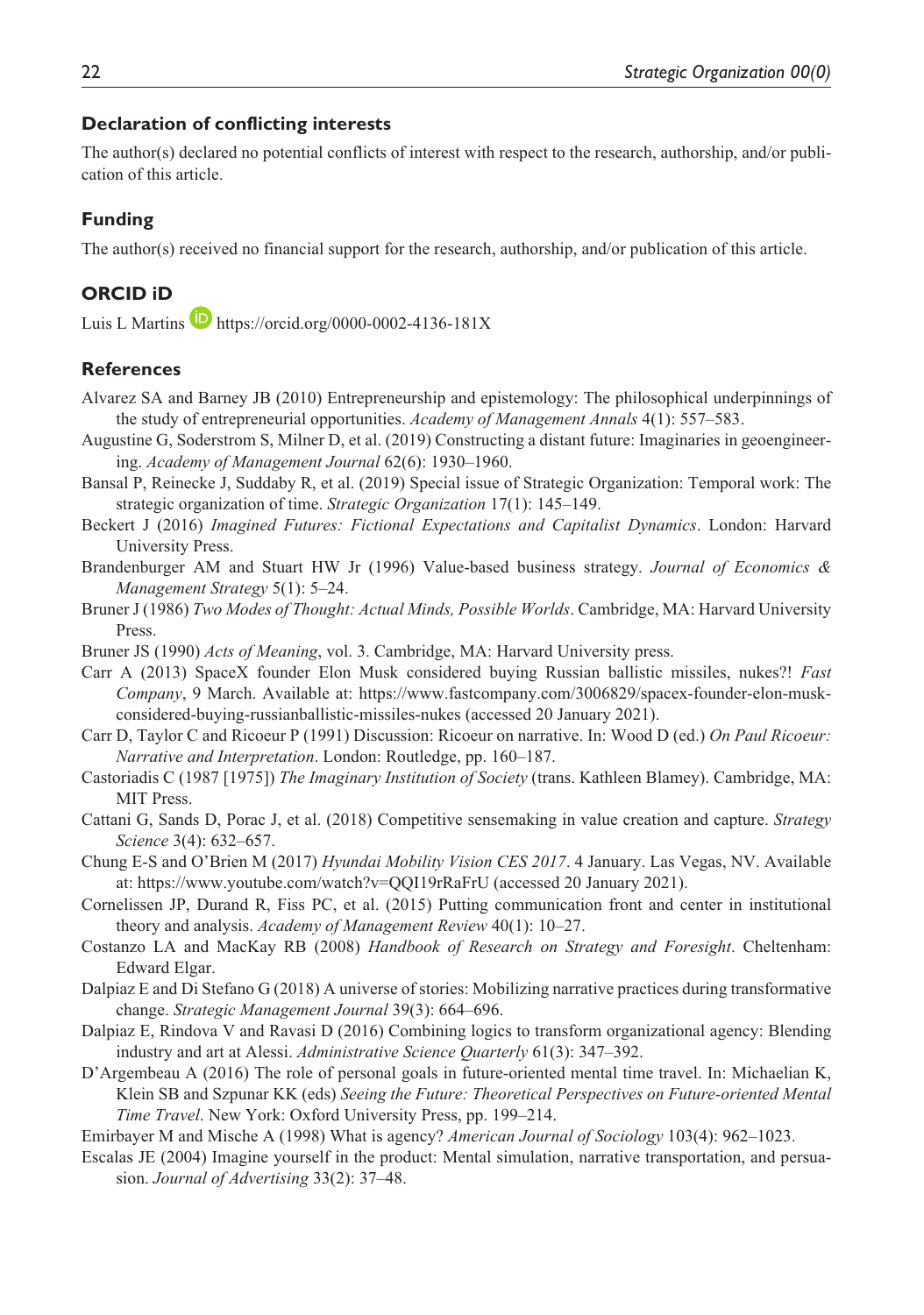## Declaration of conflicting interests

The author(s) declared no potential conflicts of interest with respect to the research, authorship, and/or publication of this article.

## Funding

The author(s) received no financial support for the research, authorship, and/or publication of this article.

## ORCID iD

Luis L Martins https://orcid.org/0000-0002-4136-181X

## References

Alvarez SA and Barney JB (2010) Entrepreneurship and epistemology: The philosophical underpinnings of the study of entrepreneurial opportunities. *Academy of Management Annals* 4(1): 557–583.

Augustine G, Soderstrom S, Milner D, et al. (2019) Constructing a distant future: Imaginaries in geoengineering. *Academy of Management Journal* 62(6): 1930–1960.

Bansal P, Reinecke J, Suddaby R, et al. (2019) Special issue of Strategic Organization: Temporal work: The strategic organization of time. *Strategic Organization* 17(1): 145–149.

Beckert J (2016) *Imagined Futures: Fictional Expectations and Capitalist Dynamics*. London: Harvard University Press.

Brandenburger AM and Stuart HW Jr (1996) Value-based business strategy. *Journal of Economics & Management Strategy* 5(1): 5–24.

Bruner J (1986) *Two Modes of Thought: Actual Minds, Possible Worlds*. Cambridge, MA: Harvard University Press.

Bruner JS (1990) *Acts of Meaning*, vol. 3. Cambridge, MA: Harvard University press.

Carr A (2013) SpaceX founder Elon Musk considered buying Russian ballistic missiles, nukes?! *Fast Company*, 9 March. Available at: https://www.fastcompany.com/3006829/spacex-founder-elon-musk-considered-buying-russianballistic-missiles-nukes (accessed 20 January 2021).

Carr D, Taylor C and Ricoeur P (1991) Discussion: Ricoeur on narrative. In: Wood D (ed.) *On Paul Ricoeur: Narrative and Interpretation*. London: Routledge, pp. 160–187.

Castoriadis C (1987 [1975]) *The Imaginary Institution of Society* (trans. Kathleen Blamey). Cambridge, MA: MIT Press.

Cattani G, Sands D, Porac J, et al. (2018) Competitive sensemaking in value creation and capture. *Strategy Science* 3(4): 632–657.

Chung E-S and O'Brien M (2017) *Hyundai Mobility Vision CES 2017*. 4 January. Las Vegas, NV. Available at: https://www.youtube.com/watch?v=QQI19rRaFrU (accessed 20 January 2021).

Cornelissen JP, Durand R, Fiss PC, et al. (2015) Putting communication front and center in institutional theory and analysis. *Academy of Management Review* 40(1): 10–27.

Costanzo LA and MacKay RB (2008) *Handbook of Research on Strategy and Foresight*. Cheltenham: Edward Elgar.

Dalpiaz E and Di Stefano G (2018) A universe of stories: Mobilizing narrative practices during transformative change. *Strategic Management Journal* 39(3): 664–696.

Dalpiaz E, Rindova V and Ravasi D (2016) Combining logics to transform organizational agency: Blending industry and art at Alessi. *Administrative Science Quarterly* 61(3): 347–392.

D'Argembeau A (2016) The role of personal goals in future-oriented mental time travel. In: Michaelian K, Klein SB and Szpunar KK (eds) *Seeing the Future: Theoretical Perspectives on Future-oriented Mental Time Travel*. New York: Oxford University Press, pp. 199–214.

Emirbayer M and Mische A (1998) What is agency? *American Journal of Sociology* 103(4): 962–1023.

Escalas JE (2004) Imagine yourself in the product: Mental simulation, narrative transportation, and persuasion. *Journal of Advertising* 33(2): 37–48.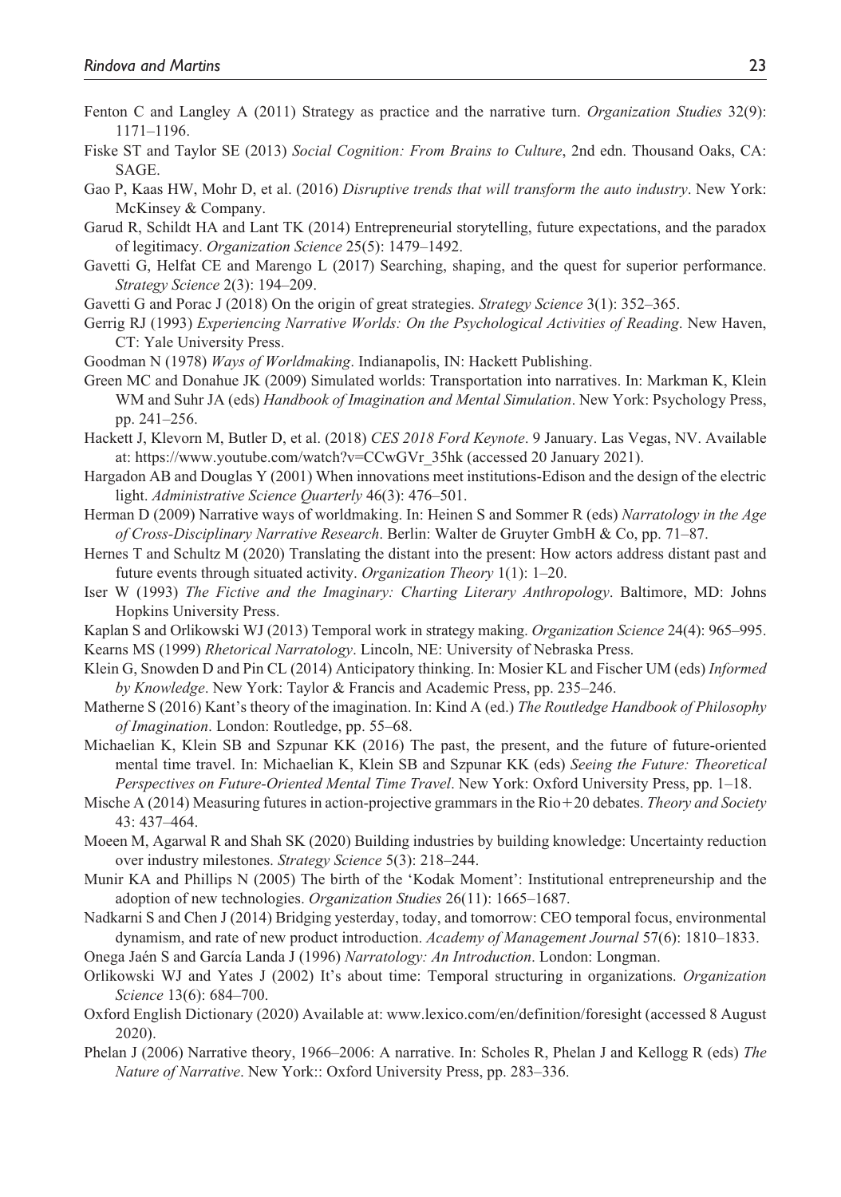Fenton C and Langley A (2011) Strategy as practice and the narrative turn. *Organization Studies* 32(9): 1171–1196.

Fiske ST and Taylor SE (2013) *Social Cognition: From Brains to Culture*, 2nd edn. Thousand Oaks, CA: SAGE.

Gao P, Kaas HW, Mohr D, et al. (2016) *Disruptive trends that will transform the auto industry*. New York: McKinsey & Company.

Garud R, Schildt HA and Lant TK (2014) Entrepreneurial storytelling, future expectations, and the paradox of legitimacy. *Organization Science* 25(5): 1479–1492.

Gavetti G, Helfat CE and Marengo L (2017) Searching, shaping, and the quest for superior performance. *Strategy Science* 2(3): 194–209.

Gavetti G and Porac J (2018) On the origin of great strategies. *Strategy Science* 3(1): 352–365.

Gerrig RJ (1993) *Experiencing Narrative Worlds: On the Psychological Activities of Reading*. New Haven, CT: Yale University Press.

Goodman N (1978) *Ways of Worldmaking*. Indianapolis, IN: Hackett Publishing.

Green MC and Donahue JK (2009) Simulated worlds: Transportation into narratives. In: Markman K, Klein WM and Suhr JA (eds) *Handbook of Imagination and Mental Simulation*. New York: Psychology Press, pp. 241–256.

Hackett J, Klevorn M, Butler D, et al. (2018) *CES 2018 Ford Keynote*. 9 January. Las Vegas, NV. Available at: https://www.youtube.com/watch?v=CCwGVr_35hk (accessed 20 January 2021).

Hargadon AB and Douglas Y (2001) When innovations meet institutions-Edison and the design of the electric light. *Administrative Science Quarterly* 46(3): 476–501.

Herman D (2009) Narrative ways of worldmaking. In: Heinen S and Sommer R (eds) *Narratology in the Age of Cross-Disciplinary Narrative Research*. Berlin: Walter de Gruyter GmbH & Co, pp. 71–87.

Hernes T and Schultz M (2020) Translating the distant into the present: How actors address distant past and future events through situated activity. *Organization Theory* 1(1): 1–20.

Iser W (1993) *The Fictive and the Imaginary: Charting Literary Anthropology*. Baltimore, MD: Johns Hopkins University Press.

Kaplan S and Orlikowski WJ (2013) Temporal work in strategy making. *Organization Science* 24(4): 965–995.

Kearns MS (1999) *Rhetorical Narratology*. Lincoln, NE: University of Nebraska Press.

Klein G, Snowden D and Pin CL (2014) Anticipatory thinking. In: Mosier KL and Fischer UM (eds) *Informed by Knowledge*. New York: Taylor & Francis and Academic Press, pp. 235–246.

Matherne S (2016) Kant's theory of the imagination. In: Kind A (ed.) *The Routledge Handbook of Philosophy of Imagination*. London: Routledge, pp. 55–68.

Michaelian K, Klein SB and Szpunar KK (2016) The past, the present, and the future of future-oriented mental time travel. In: Michaelian K, Klein SB and Szpunar KK (eds) *Seeing the Future: Theoretical Perspectives on Future-Oriented Mental Time Travel*. New York: Oxford University Press, pp. 1–18.

Mische A (2014) Measuring futures in action-projective grammars in the Rio+20 debates. *Theory and Society* 43: 437–464.

Moeen M, Agarwal R and Shah SK (2020) Building industries by building knowledge: Uncertainty reduction over industry milestones. *Strategy Science* 5(3): 218–244.

Munir KA and Phillips N (2005) The birth of the 'Kodak Moment': Institutional entrepreneurship and the adoption of new technologies. *Organization Studies* 26(11): 1665–1687.

Nadkarni S and Chen J (2014) Bridging yesterday, today, and tomorrow: CEO temporal focus, environmental dynamism, and rate of new product introduction. *Academy of Management Journal* 57(6): 1810–1833.

Onega Jaén S and García Landa J (1996) *Narratology: An Introduction*. London: Longman.

Orlikowski WJ and Yates J (2002) It's about time: Temporal structuring in organizations. *Organization Science* 13(6): 684–700.

Oxford English Dictionary (2020) Available at: www.lexico.com/en/definition/foresight (accessed 8 August 2020).

Phelan J (2006) Narrative theory, 1966–2006: A narrative. In: Scholes R, Phelan J and Kellogg R (eds) *The Nature of Narrative*. New York:: Oxford University Press, pp. 283–336.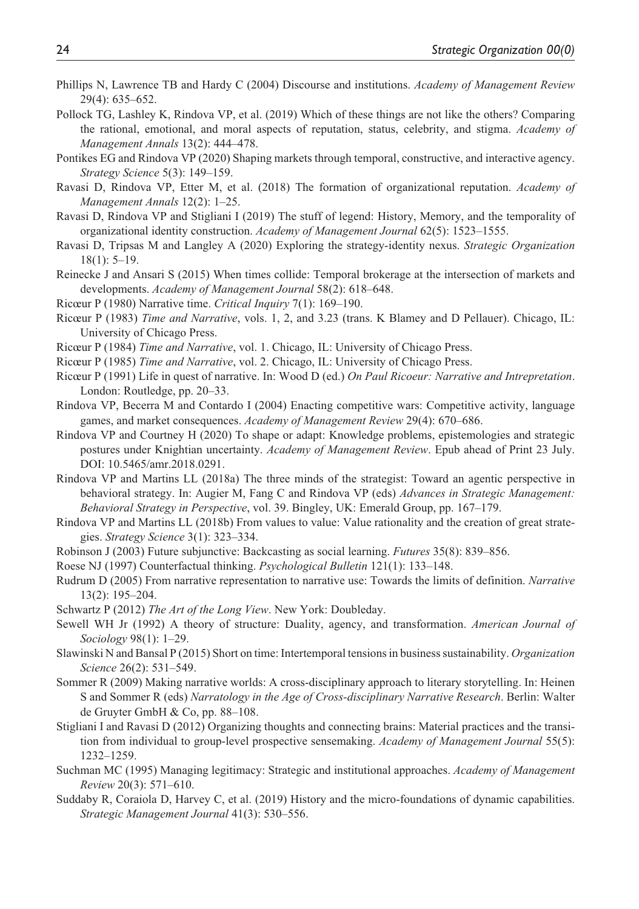Phillips N, Lawrence TB and Hardy C (2004) Discourse and institutions. *Academy of Management Review* 29(4): 635–652.

Pollock TG, Lashley K, Rindova VP, et al. (2019) Which of these things are not like the others? Comparing the rational, emotional, and moral aspects of reputation, status, celebrity, and stigma. *Academy of Management Annals* 13(2): 444–478.

Pontikes EG and Rindova VP (2020) Shaping markets through temporal, constructive, and interactive agency. *Strategy Science* 5(3): 149–159.

Ravasi D, Rindova VP, Etter M, et al. (2018) The formation of organizational reputation. *Academy of Management Annals* 12(2): 1–25.

Ravasi D, Rindova VP and Stigliani I (2019) The stuff of legend: History, Memory, and the temporality of organizational identity construction. *Academy of Management Journal* 62(5): 1523–1555.

Ravasi D, Tripsas M and Langley A (2020) Exploring the strategy-identity nexus. *Strategic Organization* 18(1): 5–19.

Reinecke J and Ansari S (2015) When times collide: Temporal brokerage at the intersection of markets and developments. *Academy of Management Journal* 58(2): 618–648.

Ricœur P (1980) Narrative time. *Critical Inquiry* 7(1): 169–190.

Ricœur P (1983) *Time and Narrative*, vols. 1, 2, and 3.23 (trans. K Blamey and D Pellauer). Chicago, IL: University of Chicago Press.

Ricœur P (1984) *Time and Narrative*, vol. 1. Chicago, IL: University of Chicago Press.

Ricœur P (1985) *Time and Narrative*, vol. 2. Chicago, IL: University of Chicago Press.

Ricœur P (1991) Life in quest of narrative. In: Wood D (ed.) *On Paul Ricoeur: Narrative and Intrepretation*. London: Routledge, pp. 20–33.

Rindova VP, Becerra M and Contardo I (2004) Enacting competitive wars: Competitive activity, language games, and market consequences. *Academy of Management Review* 29(4): 670–686.

Rindova VP and Courtney H (2020) To shape or adapt: Knowledge problems, epistemologies and strategic postures under Knightian uncertainty. *Academy of Management Review*. Epub ahead of Print 23 July. DOI: 10.5465/amr.2018.0291.

Rindova VP and Martins LL (2018a) The three minds of the strategist: Toward an agentic perspective in behavioral strategy. In: Augier M, Fang C and Rindova VP (eds) *Advances in Strategic Management: Behavioral Strategy in Perspective*, vol. 39. Bingley, UK: Emerald Group, pp. 167–179.

Rindova VP and Martins LL (2018b) From values to value: Value rationality and the creation of great strategies. *Strategy Science* 3(1): 323–334.

Robinson J (2003) Future subjunctive: Backcasting as social learning. *Futures* 35(8): 839–856.

Roese NJ (1997) Counterfactual thinking. *Psychological Bulletin* 121(1): 133–148.

Rudrum D (2005) From narrative representation to narrative use: Towards the limits of definition. *Narrative* 13(2): 195–204.

Schwartz P (2012) *The Art of the Long View*. New York: Doubleday.

Sewell WH Jr (1992) A theory of structure: Duality, agency, and transformation. *American Journal of Sociology* 98(1): 1–29.

Slawinski N and Bansal P (2015) Short on time: Intertemporal tensions in business sustainability. *Organization Science* 26(2): 531–549.

Sommer R (2009) Making narrative worlds: A cross-disciplinary approach to literary storytelling. In: Heinen S and Sommer R (eds) *Narratology in the Age of Cross-disciplinary Narrative Research*. Berlin: Walter de Gruyter GmbH & Co, pp. 88–108.

Stigliani I and Ravasi D (2012) Organizing thoughts and connecting brains: Material practices and the transition from individual to group-level prospective sensemaking. *Academy of Management Journal* 55(5): 1232–1259.

Suchman MC (1995) Managing legitimacy: Strategic and institutional approaches. *Academy of Management Review* 20(3): 571–610.

Suddaby R, Coraiola D, Harvey C, et al. (2019) History and the micro-foundations of dynamic capabilities. *Strategic Management Journal* 41(3): 530–556.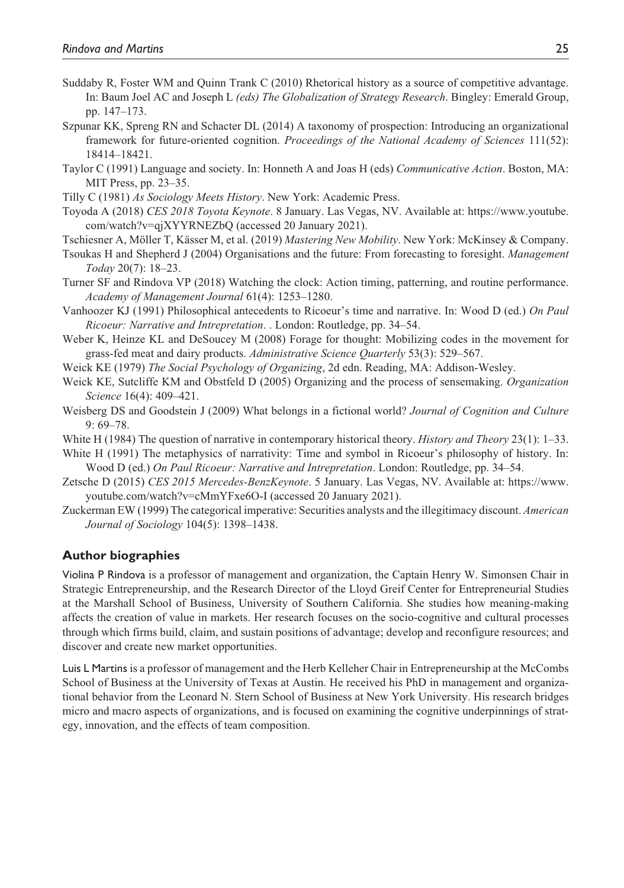Suddaby R, Foster WM and Quinn Trank C (2010) Rhetorical history as a source of competitive advantage. In: Baum Joel AC and Joseph L *(eds) The Globalization of Strategy Research*. Bingley: Emerald Group, pp. 147–173.

Szpunar KK, Spreng RN and Schacter DL (2014) A taxonomy of prospection: Introducing an organizational framework for future-oriented cognition. *Proceedings of the National Academy of Sciences* 111(52): 18414–18421.

Taylor C (1991) Language and society. In: Honneth A and Joas H (eds) *Communicative Action*. Boston, MA: MIT Press, pp. 23–35.

Tilly C (1981) *As Sociology Meets History*. New York: Academic Press.

Toyoda A (2018) *CES 2018 Toyota Keynote*. 8 January. Las Vegas, NV. Available at: https://www.youtube.com/watch?v=qjXYYRNEZbQ (accessed 20 January 2021).

Tschiesner A, Möller T, Kässer M, et al. (2019) *Mastering New Mobility*. New York: McKinsey & Company.

Tsoukas H and Shepherd J (2004) Organisations and the future: From forecasting to foresight. *Management Today* 20(7): 18–23.

Turner SF and Rindova VP (2018) Watching the clock: Action timing, patterning, and routine performance. *Academy of Management Journal* 61(4): 1253–1280.

Vanhoozer KJ (1991) Philosophical antecedents to Ricoeur's time and narrative. In: Wood D (ed.) *On Paul Ricoeur: Narrative and Intrepretation*. . London: Routledge, pp. 34–54.

Weber K, Heinze KL and DeSoucey M (2008) Forage for thought: Mobilizing codes in the movement for grass-fed meat and dairy products. *Administrative Science Quarterly* 53(3): 529–567.

Weick KE (1979) *The Social Psychology of Organizing*, 2d edn. Reading, MA: Addison-Wesley.

Weick KE, Sutcliffe KM and Obstfeld D (2005) Organizing and the process of sensemaking. *Organization Science* 16(4): 409–421.

Weisberg DS and Goodstein J (2009) What belongs in a fictional world? *Journal of Cognition and Culture* 9: 69–78.

White H (1984) The question of narrative in contemporary historical theory. *History and Theory* 23(1): 1–33.

White H (1991) The metaphysics of narrativity: Time and symbol in Ricoeur's philosophy of history. In: Wood D (ed.) *On Paul Ricoeur: Narrative and Intrepretation*. London: Routledge, pp. 34–54.

Zetsche D (2015) *CES 2015 Mercedes-BenzKeynote*. 5 January. Las Vegas, NV. Available at: https://www.youtube.com/watch?v=cMmYFxe6O-I (accessed 20 January 2021).

Zuckerman EW (1999) The categorical imperative: Securities analysts and the illegitimacy discount. *American Journal of Sociology* 104(5): 1398–1438.

## Author biographies

Violina P Rindova is a professor of management and organization, the Captain Henry W. Simonsen Chair in Strategic Entrepreneurship, and the Research Director of the Lloyd Greif Center for Entrepreneurial Studies at the Marshall School of Business, University of Southern California. She studies how meaning-making affects the creation of value in markets. Her research focuses on the socio-cognitive and cultural processes through which firms build, claim, and sustain positions of advantage; develop and reconfigure resources; and discover and create new market opportunities.

Luis L Martins is a professor of management and the Herb Kelleher Chair in Entrepreneurship at the McCombs School of Business at the University of Texas at Austin. He received his PhD in management and organizational behavior from the Leonard N. Stern School of Business at New York University. His research bridges micro and macro aspects of organizations, and is focused on examining the cognitive underpinnings of strategy, innovation, and the effects of team composition.